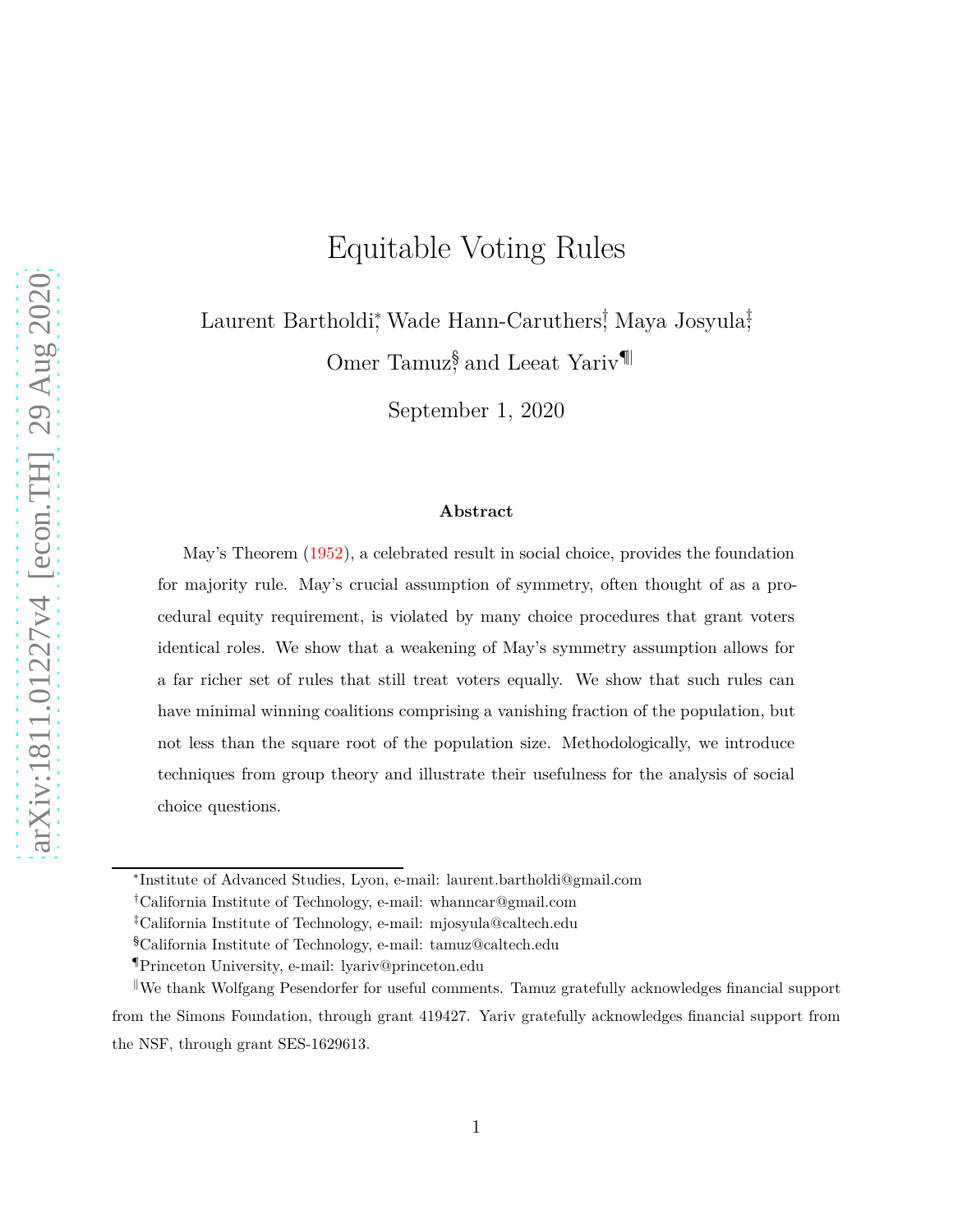# Equitable Voting Rules

Laurent Bartholdi[*], Wade Hann-Caruthers[†], Maya Josyula[‡], Omer Tamuz[§], and Leeat Yariv[¶][‖]

September 1, 2020

### Abstract

May's Theorem (1952), a celebrated result in social choice, provides the foundation for majority rule. May's crucial assumption of symmetry, often thought of as a procedural equity requirement, is violated by many choice procedures that grant voters identical roles. We show that a weakening of May's symmetry assumption allows for a far richer set of rules that still treat voters equally. We show that such rules can have minimal winning coalitions comprising a vanishing fraction of the population, but not less than the square root of the population size. Methodologically, we introduce techniques from group theory and illustrate their usefulness for the analysis of social choice questions.

---

[*] Institute of Advanced Studies, Lyon, e-mail: laurent.bartholdi@gmail.com

[†] California Institute of Technology, e-mail: whanncar@gmail.com

[‡] California Institute of Technology, e-mail: mjosyula@caltech.edu

[§] California Institute of Technology, e-mail: tamuz@caltech.edu

[¶] Princeton University, e-mail: lyariv@princeton.edu

[‖] We thank Wolfgang Pesendorfer for useful comments. Tamuz gratefully acknowledges financial support from the Simons Foundation, through grant 419427. Yariv gratefully acknowledges financial support from the NSF, through grant SES-1629613.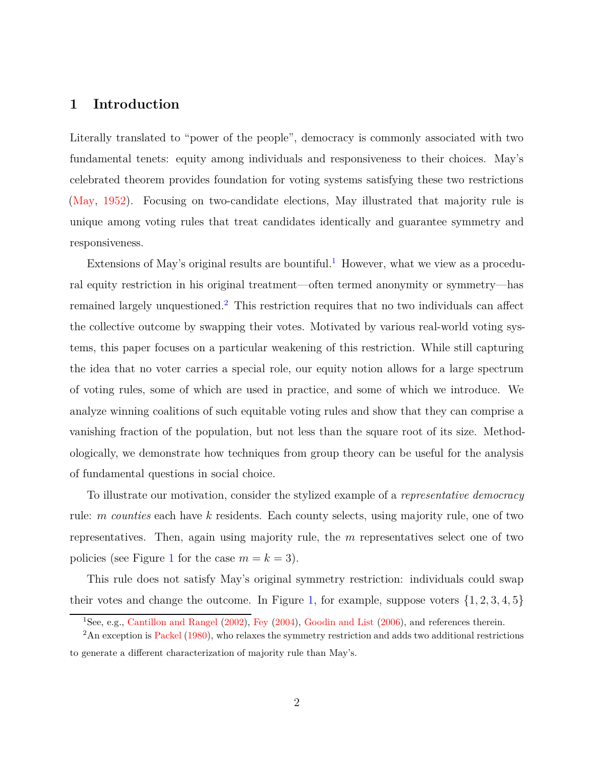# 1 Introduction

Literally translated to "power of the people", democracy is commonly associated with two fundamental tenets: equity among individuals and responsiveness to their choices. May's celebrated theorem provides foundation for voting systems satisfying these two restrictions (May, 1952). Focusing on two-candidate elections, May illustrated that majority rule is unique among voting rules that treat candidates identically and guarantee symmetry and responsiveness.

Extensions of May's original results are bountiful.[1] However, what we view as a procedural equity restriction in his original treatment—often termed anonymity or symmetry—has remained largely unquestioned.[2] This restriction requires that no two individuals can affect the collective outcome by swapping their votes. Motivated by various real-world voting systems, this paper focuses on a particular weakening of this restriction. While still capturing the idea that no voter carries a special role, our equity notion allows for a large spectrum of voting rules, some of which are used in practice, and some of which we introduce. We analyze winning coalitions of such equitable voting rules and show that they can comprise a vanishing fraction of the population, but not less than the square root of its size. Methodologically, we demonstrate how techniques from group theory can be useful for the analysis of fundamental questions in social choice.

To illustrate our motivation, consider the stylized example of a *representative democracy* rule: $m$ *counties* each have $k$ residents. Each county selects, using majority rule, one of two representatives. Then, again using majority rule, the $m$ representatives select one of two policies (see Figure 1 for the case $m = k = 3$).

This rule does not satisfy May's original symmetry restriction: individuals could swap their votes and change the outcome. In Figure 1, for example, suppose voters $\{1, 2, 3, 4, 5\}$

[1] See, e.g., Cantillon and Rangel (2002), Fey (2004), Goodin and List (2006), and references therein.

[2] An exception is Packel (1980), who relaxes the symmetry restriction and adds two additional restrictions to generate a different characterization of majority rule than May's.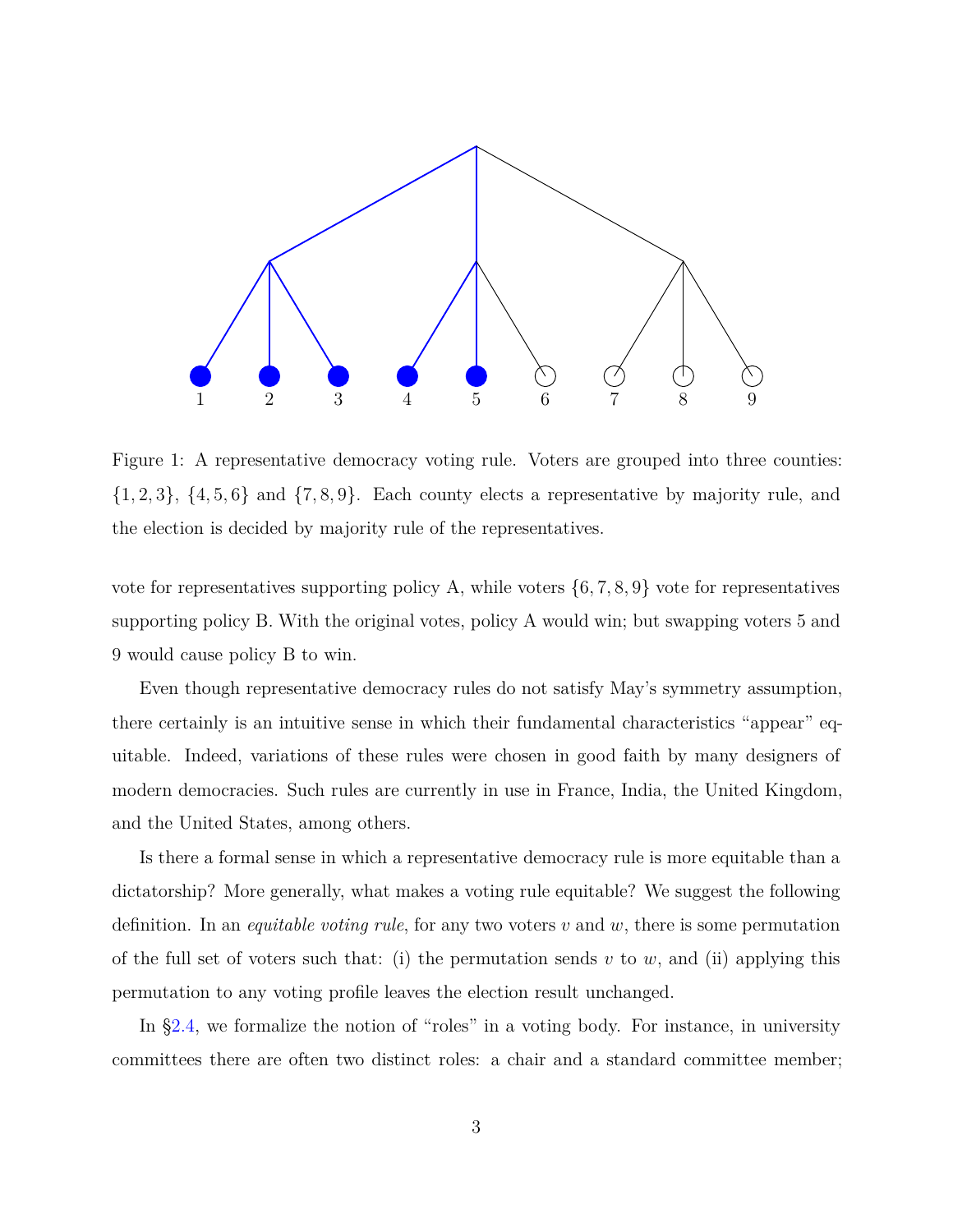Figure 1: A representative democracy voting rule. Voters are grouped into three counties: $\{1, 2, 3\}$, $\{4, 5, 6\}$ and $\{7, 8, 9\}$. Each county elects a representative by majority rule, and the election is decided by majority rule of the representatives.

vote for representatives supporting policy A, while voters $\{6, 7, 8, 9\}$ vote for representatives supporting policy B. With the original votes, policy A would win; but swapping voters 5 and 9 would cause policy B to win.

Even though representative democracy rules do not satisfy May's symmetry assumption, there certainly is an intuitive sense in which their fundamental characteristics "appear" equitable. Indeed, variations of these rules were chosen in good faith by many designers of modern democracies. Such rules are currently in use in France, India, the United Kingdom, and the United States, among others.

Is there a formal sense in which a representative democracy rule is more equitable than a dictatorship? More generally, what makes a voting rule equitable? We suggest the following definition. In an *equitable voting rule*, for any two voters $v$ and $w$, there is some permutation of the full set of voters such that: (i) the permutation sends $v$ to $w$, and (ii) applying this permutation to any voting profile leaves the election result unchanged.

In §2.4, we formalize the notion of "roles" in a voting body. For instance, in university committees there are often two distinct roles: a chair and a standard committee member;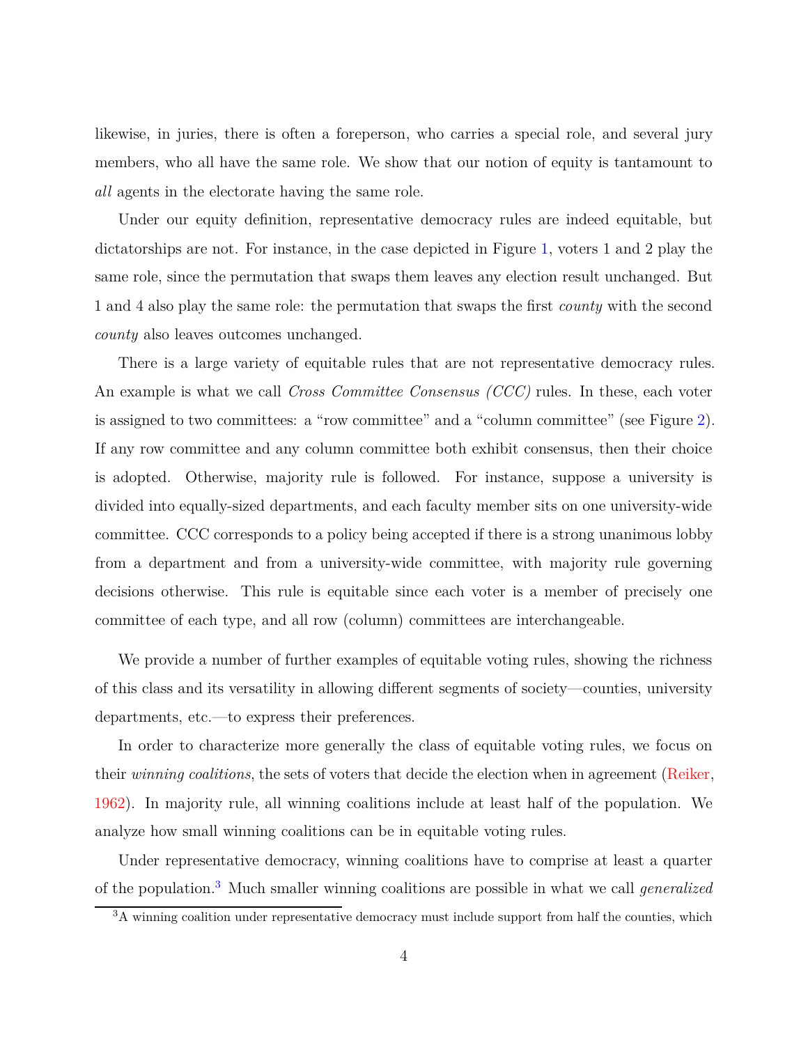likewise, in juries, there is often a foreperson, who carries a special role, and several jury members, who all have the same role. We show that our notion of equity is tantamount to *all* agents in the electorate having the same role.

Under our equity definition, representative democracy rules are indeed equitable, but dictatorships are not. For instance, in the case depicted in Figure 1, voters 1 and 2 play the same role, since the permutation that swaps them leaves any election result unchanged. But 1 and 4 also play the same role: the permutation that swaps the first *county* with the second *county* also leaves outcomes unchanged.

There is a large variety of equitable rules that are not representative democracy rules. An example is what we call *Cross Committee Consensus (CCC)* rules. In these, each voter is assigned to two committees: a "row committee" and a "column committee" (see Figure 2). If any row committee and any column committee both exhibit consensus, then their choice is adopted. Otherwise, majority rule is followed. For instance, suppose a university is divided into equally-sized departments, and each faculty member sits on one university-wide committee. CCC corresponds to a policy being accepted if there is a strong unanimous lobby from a department and from a university-wide committee, with majority rule governing decisions otherwise. This rule is equitable since each voter is a member of precisely one committee of each type, and all row (column) committees are interchangeable.

We provide a number of further examples of equitable voting rules, showing the richness of this class and its versatility in allowing different segments of society—counties, university departments, etc.—to express their preferences.

In order to characterize more generally the class of equitable voting rules, we focus on their *winning coalitions*, the sets of voters that decide the election when in agreement (Reiker, 1962). In majority rule, all winning coalitions include at least half of the population. We analyze how small winning coalitions can be in equitable voting rules.

Under representative democracy, winning coalitions have to comprise at least a quarter of the population.[3] Much smaller winning coalitions are possible in what we call *generalized*

[3] A winning coalition under representative democracy must include support from half the counties, which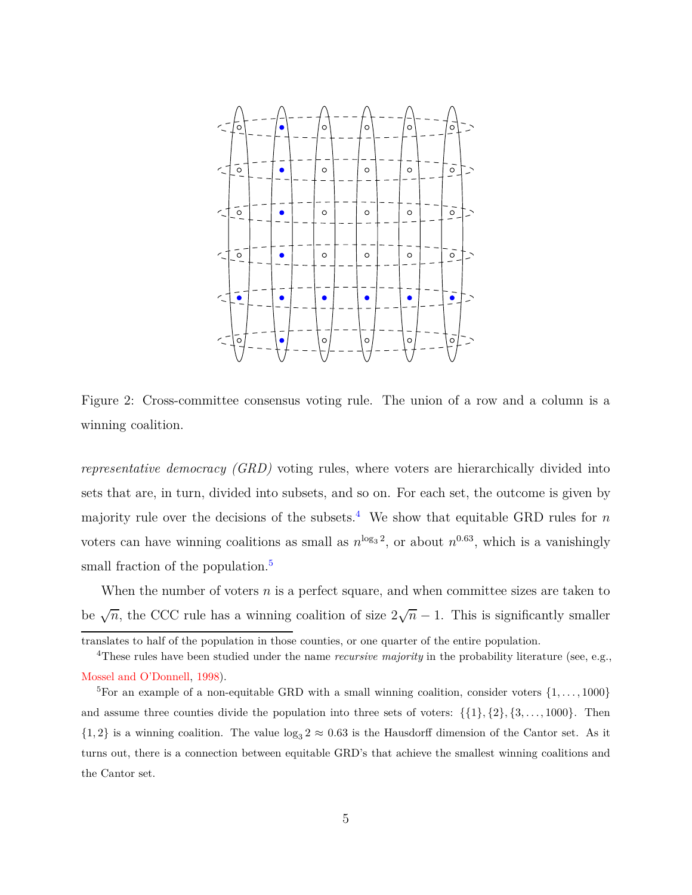Figure 2: Cross-committee consensus voting rule. The union of a row and a column is a winning coalition.

*representative democracy (GRD)* voting rules, where voters are hierarchically divided into sets that are, in turn, divided into subsets, and so on. For each set, the outcome is given by majority rule over the decisions of the subsets.[4] We show that equitable GRD rules for $n$ voters can have winning coalitions as small as $n^{\log_3 2}$, or about $n^{0.63}$, which is a vanishingly small fraction of the population.[5]

When the number of voters $n$ is a perfect square, and when committee sizes are taken to be $\sqrt{n}$, the CCC rule has a winning coalition of size $2\sqrt{n} - 1$. This is significantly smaller

---

translates to half of the population in those counties, or one quarter of the entire population.

[4] These rules have been studied under the name *recursive majority* in the probability literature (see, e.g., Mossel and O'Donnell, 1998).

[5] For an example of a non-equitable GRD with a small winning coalition, consider voters $\{1, \ldots, 1000\}$ and assume three counties divide the population into three sets of voters: $\{\{1\}, \{2\}, \{3, \ldots, 1000\}$. Then $\{1, 2\}$ is a winning coalition. The value $\log_3 2 \approx 0.63$ is the Hausdorff dimension of the Cantor set. As it turns out, there is a connection between equitable GRD's that achieve the smallest winning coalitions and the Cantor set.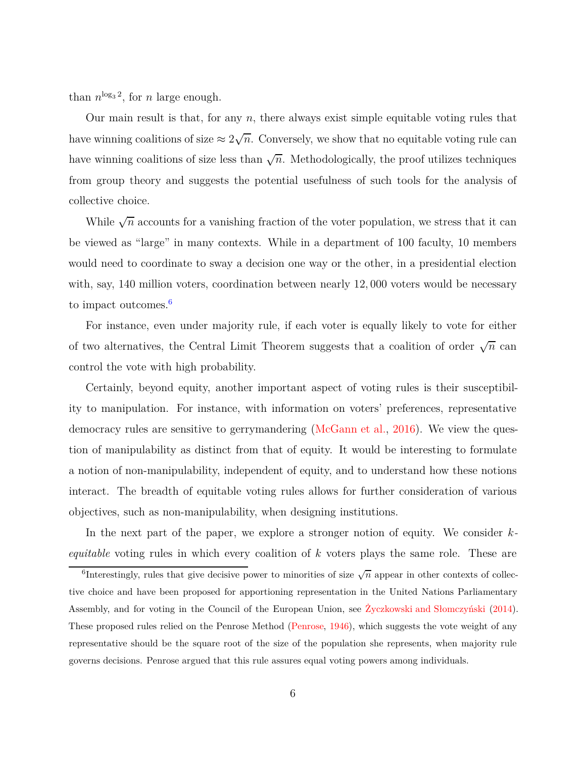than $n^{\log_3 2}$, for $n$ large enough.

Our main result is that, for any $n$, there always exist simple equitable voting rules that have winning coalitions of size $\approx 2\sqrt{n}$. Conversely, we show that no equitable voting rule can have winning coalitions of size less than $\sqrt{n}$. Methodologically, the proof utilizes techniques from group theory and suggests the potential usefulness of such tools for the analysis of collective choice.

While $\sqrt{n}$ accounts for a vanishing fraction of the voter population, we stress that it can be viewed as "large" in many contexts. While in a department of 100 faculty, 10 members would need to coordinate to sway a decision one way or the other, in a presidential election with, say, 140 million voters, coordination between nearly $12,000$ voters would be necessary to impact outcomes.[6]

For instance, even under majority rule, if each voter is equally likely to vote for either of two alternatives, the Central Limit Theorem suggests that a coalition of order $\sqrt{n}$ can control the vote with high probability.

Certainly, beyond equity, another important aspect of voting rules is their susceptibility to manipulation. For instance, with information on voters' preferences, representative democracy rules are sensitive to gerrymandering (McGann et al., 2016). We view the question of manipulability as distinct from that of equity. It would be interesting to formulate a notion of non-manipulability, independent of equity, and to understand how these notions interact. The breadth of equitable voting rules allows for further consideration of various objectives, such as non-manipulability, when designing institutions.

In the next part of the paper, we explore a stronger notion of equity. We consider $k$-*equitable* voting rules in which every coalition of $k$ voters plays the same role. These are

---

[6]Interestingly, rules that give decisive power to minorities of size $\sqrt{n}$ appear in other contexts of collective choice and have been proposed for apportioning representation in the United Nations Parliamentary Assembly, and for voting in the Council of the European Union, see Życzkowski and Słomczyński (2014). These proposed rules relied on the Penrose Method (Penrose, 1946), which suggests the vote weight of any representative should be the square root of the size of the population she represents, when majority rule governs decisions. Penrose argued that this rule assures equal voting powers among individuals.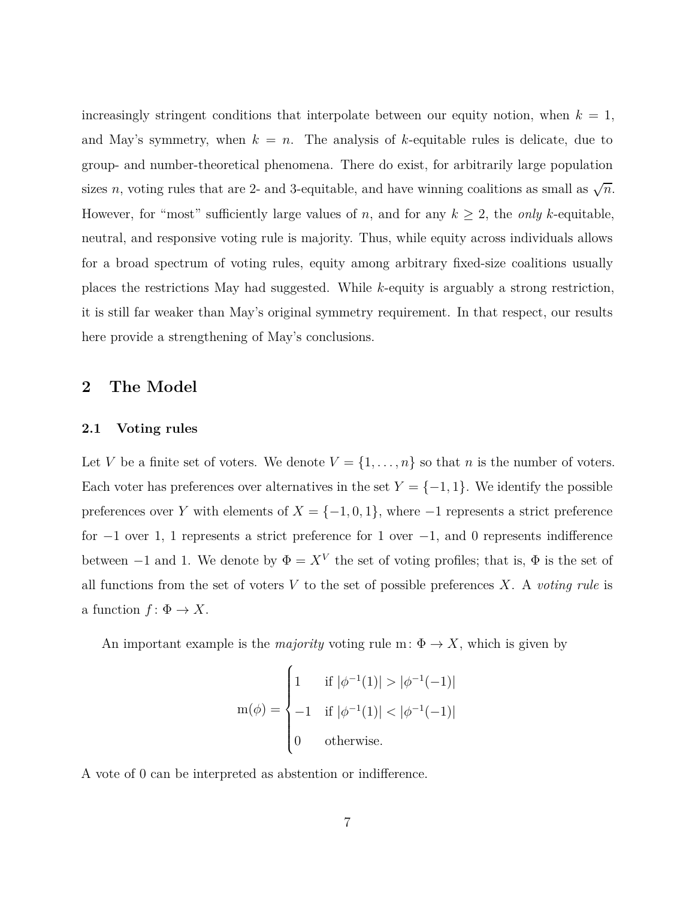increasingly stringent conditions that interpolate between our equity notion, when $k = 1$, and May's symmetry, when $k = n$. The analysis of $k$-equitable rules is delicate, due to group- and number-theoretical phenomena. There do exist, for arbitrarily large population sizes $n$, voting rules that are 2- and 3-equitable, and have winning coalitions as small as $\sqrt{n}$. However, for "most" sufficiently large values of $n$, and for any $k \geq 2$, the *only* $k$-equitable, neutral, and responsive voting rule is majority. Thus, while equity across individuals allows for a broad spectrum of voting rules, equity among arbitrary fixed-size coalitions usually places the restrictions May had suggested. While $k$-equity is arguably a strong restriction, it is still far weaker than May's original symmetry requirement. In that respect, our results here provide a strengthening of May's conclusions.

## 2 The Model

### 2.1 Voting rules

Let $V$ be a finite set of voters. We denote $V = \{1, \ldots, n\}$ so that $n$ is the number of voters. Each voter has preferences over alternatives in the set $Y = \{-1, 1\}$. We identify the possible preferences over $Y$ with elements of $X = \{-1, 0, 1\}$, where $-1$ represents a strict preference for $-1$ over 1, 1 represents a strict preference for 1 over $-1$, and 0 represents indifference between $-1$ and 1. We denote by $\Phi = X^V$ the set of voting profiles; that is, $\Phi$ is the set of all functions from the set of voters $V$ to the set of possible preferences $X$. A *voting rule* is a function $f \colon \Phi \to X$.

An important example is the *majority* voting rule $\mathrm{m} \colon \Phi \to X$, which is given by

$$
\mathrm{m}(\phi) = \begin{cases} 1 & \text{if } |\phi^{-1}(1)| > |\phi^{-1}(-1)| \\ -1 & \text{if } |\phi^{-1}(1)| < |\phi^{-1}(-1)| \\ 0 & \text{otherwise.} \end{cases}
$$

A vote of 0 can be interpreted as abstention or indifference.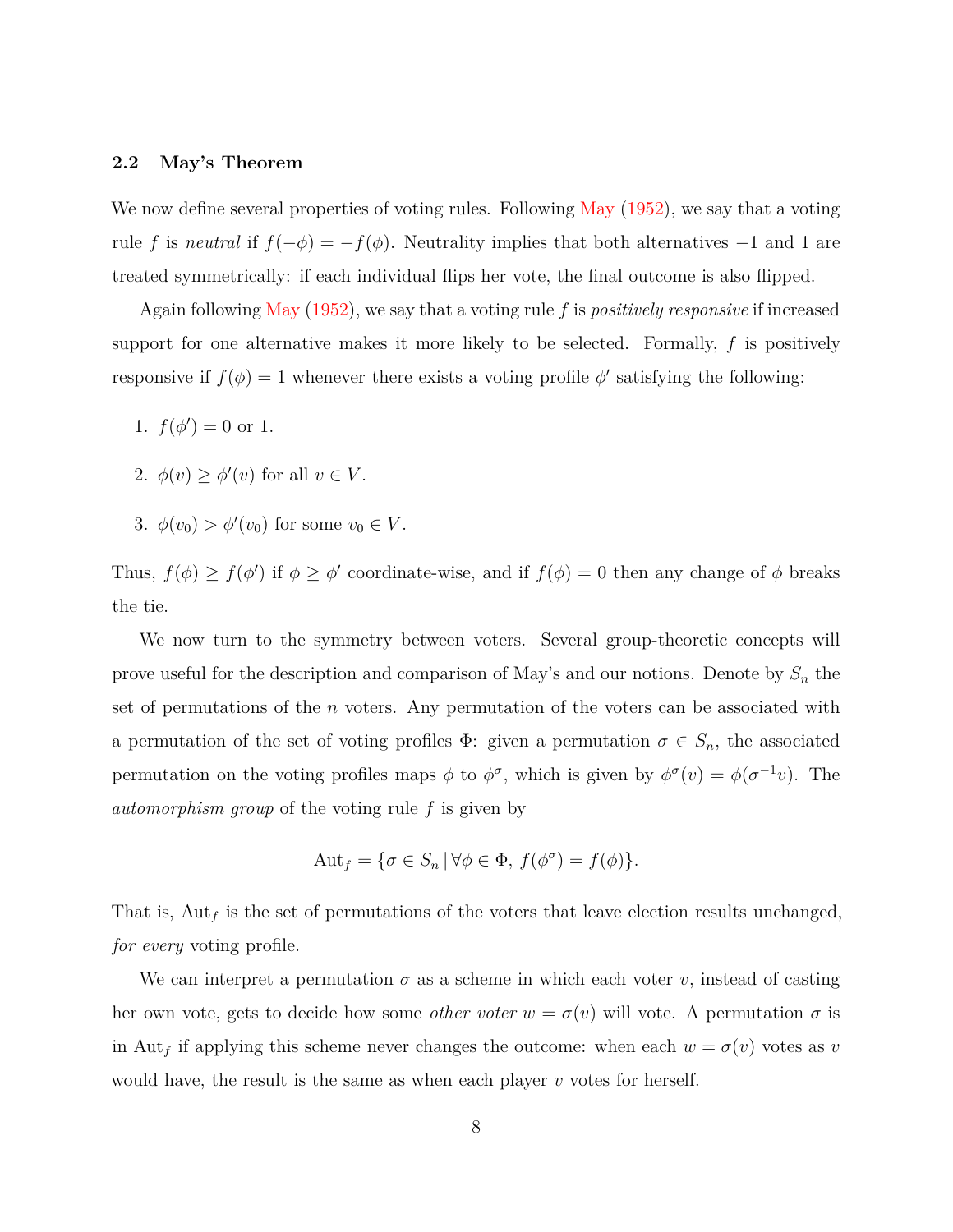### 2.2 May's Theorem

We now define several properties of voting rules. Following May (1952), we say that a voting rule $f$ is *neutral* if $f(-\phi) = -f(\phi)$. Neutrality implies that both alternatives $-1$ and 1 are treated symmetrically: if each individual flips her vote, the final outcome is also flipped.

Again following May (1952), we say that a voting rule $f$ is *positively responsive* if increased support for one alternative makes it more likely to be selected. Formally, $f$ is positively responsive if $f(\phi) = 1$ whenever there exists a voting profile $\phi'$ satisfying the following:

1. $f(\phi') = 0$ or 1.
2. $\phi(v) \geq \phi'(v)$ for all $v \in V$.
3. $\phi(v_0) > \phi'(v_0)$ for some $v_0 \in V$.

Thus, $f(\phi) \geq f(\phi')$ if $\phi \geq \phi'$ coordinate-wise, and if $f(\phi) = 0$ then any change of $\phi$ breaks the tie.

We now turn to the symmetry between voters. Several group-theoretic concepts will prove useful for the description and comparison of May's and our notions. Denote by $S_n$ the set of permutations of the $n$ voters. Any permutation of the voters can be associated with a permutation of the set of voting profiles $\Phi$: given a permutation $\sigma \in S_n$, the associated permutation on the voting profiles maps $\phi$ to $\phi^\sigma$, which is given by $\phi^\sigma(v) = \phi(\sigma^{-1}v)$. The *automorphism group* of the voting rule $f$ is given by

$$\mathrm{Aut}_f = \{\sigma \in S_n \,|\, \forall \phi \in \Phi,\ f(\phi^\sigma) = f(\phi)\}.$$

That is, $\mathrm{Aut}_f$ is the set of permutations of the voters that leave election results unchanged, *for every* voting profile.

We can interpret a permutation $\sigma$ as a scheme in which each voter $v$, instead of casting her own vote, gets to decide how some *other voter* $w = \sigma(v)$ will vote. A permutation $\sigma$ is in $\mathrm{Aut}_f$ if applying this scheme never changes the outcome: when each $w = \sigma(v)$ votes as $v$ would have, the result is the same as when each player $v$ votes for herself.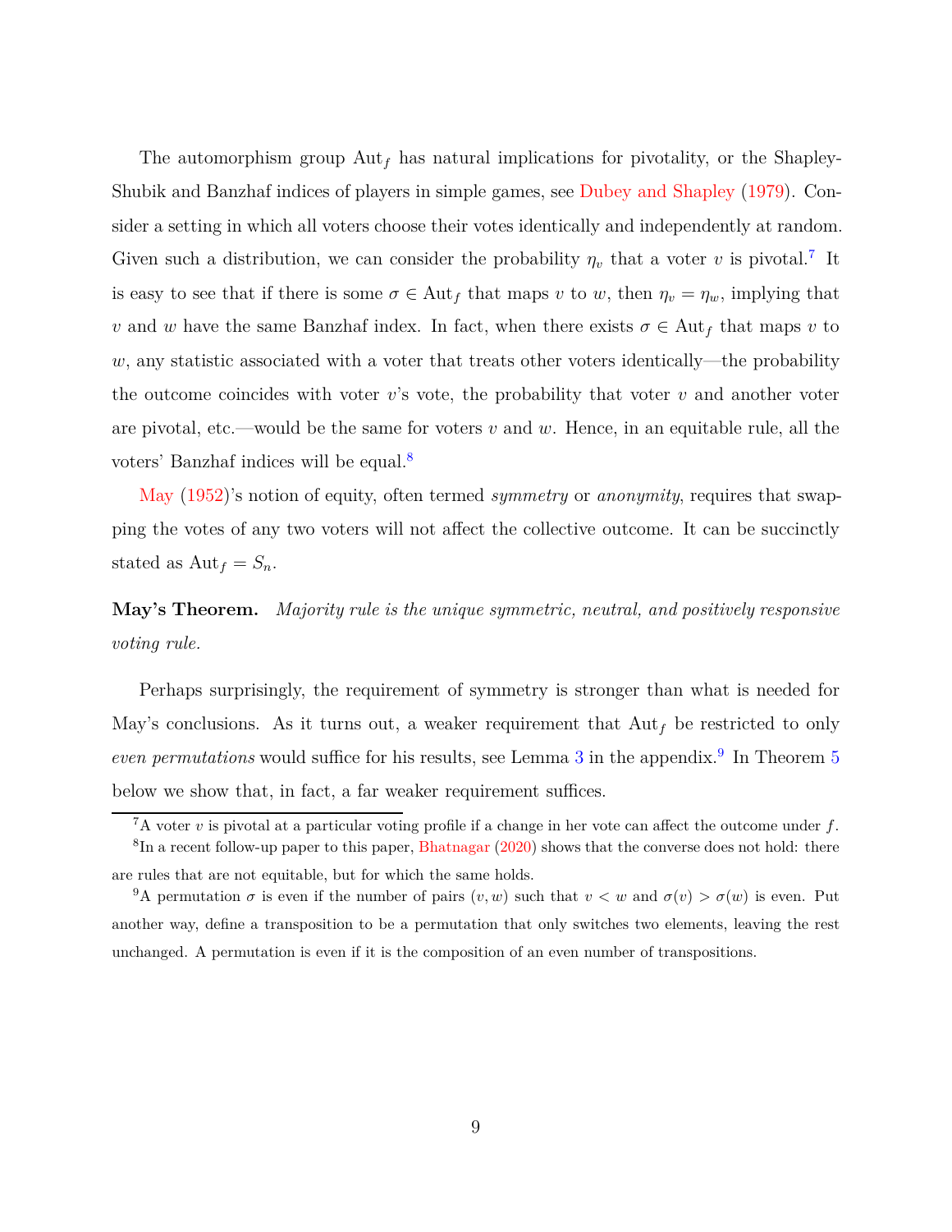The automorphism group $\text{Aut}_f$ has natural implications for pivotality, or the Shapley-Shubik and Banzhaf indices of players in simple games, see Dubey and Shapley (1979). Consider a setting in which all voters choose their votes identically and independently at random. Given such a distribution, we can consider the probability $\eta_v$ that a voter $v$ is pivotal.[7] It is easy to see that if there is some $\sigma \in \text{Aut}_f$ that maps $v$ to $w$, then $\eta_v = \eta_w$, implying that $v$ and $w$ have the same Banzhaf index. In fact, when there exists $\sigma \in \text{Aut}_f$ that maps $v$ to $w$, any statistic associated with a voter that treats other voters identically—the probability the outcome coincides with voter $v$'s vote, the probability that voter $v$ and another voter are pivotal, etc.—would be the same for voters $v$ and $w$. Hence, in an equitable rule, all the voters' Banzhaf indices will be equal.[8]

May (1952)'s notion of equity, often termed *symmetry* or *anonymity*, requires that swapping the votes of any two voters will not affect the collective outcome. It can be succinctly stated as $\text{Aut}_f = S_n$.

**May's Theorem.** *Majority rule is the unique symmetric, neutral, and positively responsive voting rule.*

Perhaps surprisingly, the requirement of symmetry is stronger than what is needed for May's conclusions. As it turns out, a weaker requirement that $\text{Aut}_f$ be restricted to only *even permutations* would suffice for his results, see Lemma 3 in the appendix.[9] In Theorem 5 below we show that, in fact, a far weaker requirement suffices.

---

[7] A voter $v$ is pivotal at a particular voting profile if a change in her vote can affect the outcome under $f$.

[8] In a recent follow-up paper to this paper, Bhatnagar (2020) shows that the converse does not hold: there are rules that are not equitable, but for which the same holds.

[9] A permutation $\sigma$ is even if the number of pairs $(v, w)$ such that $v < w$ and $\sigma(v) > \sigma(w)$ is even. Put another way, define a transposition to be a permutation that only switches two elements, leaving the rest unchanged. A permutation is even if it is the composition of an even number of transpositions.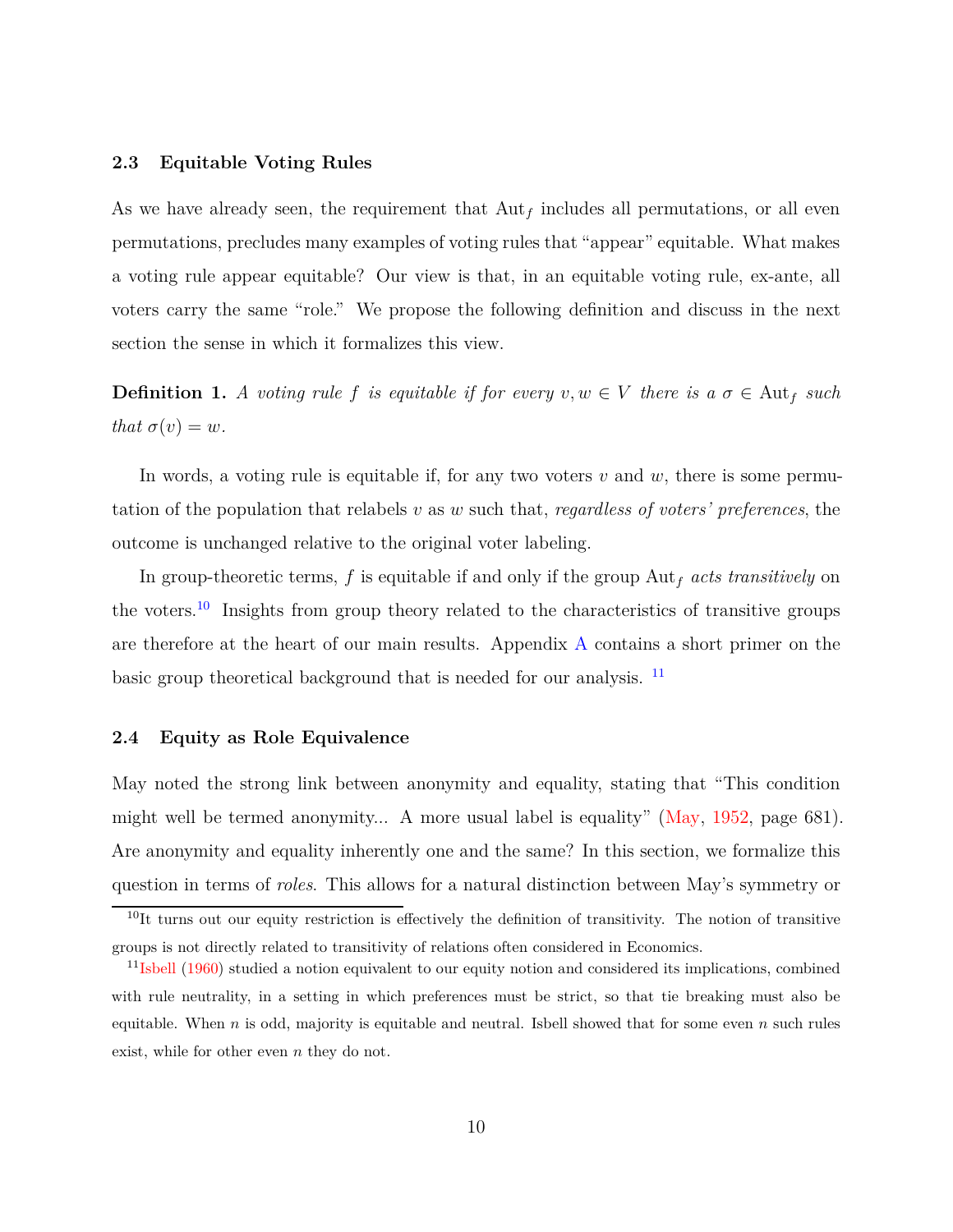### 2.3 Equitable Voting Rules

As we have already seen, the requirement that $\mathrm{Aut}_f$ includes all permutations, or all even permutations, precludes many examples of voting rules that "appear" equitable. What makes a voting rule appear equitable? Our view is that, in an equitable voting rule, ex-ante, all voters carry the same "role." We propose the following definition and discuss in the next section the sense in which it formalizes this view.

**Definition 1.** *A voting rule $f$ is equitable if for every $v, w \in V$ there is a $\sigma \in \mathrm{Aut}_f$ such that $\sigma(v) = w$.*

In words, a voting rule is equitable if, for any two voters $v$ and $w$, there is some permutation of the population that relabels $v$ as $w$ such that, *regardless of voters' preferences*, the outcome is unchanged relative to the original voter labeling.

In group-theoretic terms, $f$ is equitable if and only if the group $\mathrm{Aut}_f$ *acts transitively* on the voters.[10] Insights from group theory related to the characteristics of transitive groups are therefore at the heart of our main results. Appendix A contains a short primer on the basic group theoretical background that is needed for our analysis. [11]

### 2.4 Equity as Role Equivalence

May noted the strong link between anonymity and equality, stating that "This condition might well be termed anonymity... A more usual label is equality" (May, 1952, page 681). Are anonymity and equality inherently one and the same? In this section, we formalize this question in terms of *roles*. This allows for a natural distinction between May's symmetry or

---

[10] It turns out our equity restriction is effectively the definition of transitivity. The notion of transitive groups is not directly related to transitivity of relations often considered in Economics.

[11] Isbell (1960) studied a notion equivalent to our equity notion and considered its implications, combined with rule neutrality, in a setting in which preferences must be strict, so that tie breaking must also be equitable. When $n$ is odd, majority is equitable and neutral. Isbell showed that for some even $n$ such rules exist, while for other even $n$ they do not.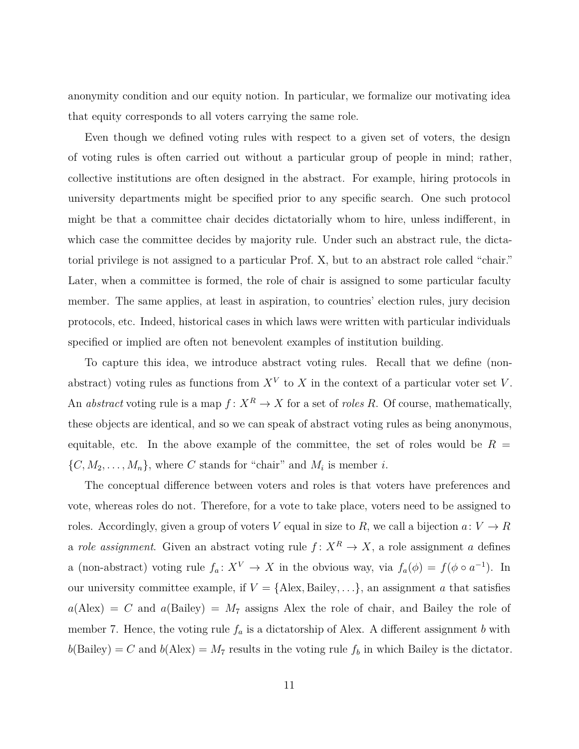anonymity condition and our equity notion. In particular, we formalize our motivating idea that equity corresponds to all voters carrying the same role.

Even though we defined voting rules with respect to a given set of voters, the design of voting rules is often carried out without a particular group of people in mind; rather, collective institutions are often designed in the abstract. For example, hiring protocols in university departments might be specified prior to any specific search. One such protocol might be that a committee chair decides dictatorially whom to hire, unless indifferent, in which case the committee decides by majority rule. Under such an abstract rule, the dictatorial privilege is not assigned to a particular Prof. X, but to an abstract role called "chair." Later, when a committee is formed, the role of chair is assigned to some particular faculty member. The same applies, at least in aspiration, to countries' election rules, jury decision protocols, etc. Indeed, historical cases in which laws were written with particular individuals specified or implied are often not benevolent examples of institution building.

To capture this idea, we introduce abstract voting rules. Recall that we define (non-abstract) voting rules as functions from $X^V$ to $X$ in the context of a particular voter set $V$. An *abstract* voting rule is a map $f\colon X^R \to X$ for a set of *roles* $R$. Of course, mathematically, these objects are identical, and so we can speak of abstract voting rules as being anonymous, equitable, etc. In the above example of the committee, the set of roles would be $R = \{C, M_2, \ldots, M_n\}$, where $C$ stands for "chair" and $M_i$ is member $i$.

The conceptual difference between voters and roles is that voters have preferences and vote, whereas roles do not. Therefore, for a vote to take place, voters need to be assigned to roles. Accordingly, given a group of voters $V$ equal in size to $R$, we call a bijection $a\colon V \to R$ a *role assignment*. Given an abstract voting rule $f\colon X^R \to X$, a role assignment $a$ defines a (non-abstract) voting rule $f_a\colon X^V \to X$ in the obvious way, via $f_a(\phi) = f(\phi \circ a^{-1})$. In our university committee example, if $V = \{\text{Alex}, \text{Bailey}, \ldots\}$, an assignment $a$ that satisfies $a(\text{Alex}) = C$ and $a(\text{Bailey}) = M_7$ assigns Alex the role of chair, and Bailey the role of member 7. Hence, the voting rule $f_a$ is a dictatorship of Alex. A different assignment $b$ with $b(\text{Bailey}) = C$ and $b(\text{Alex}) = M_7$ results in the voting rule $f_b$ in which Bailey is the dictator.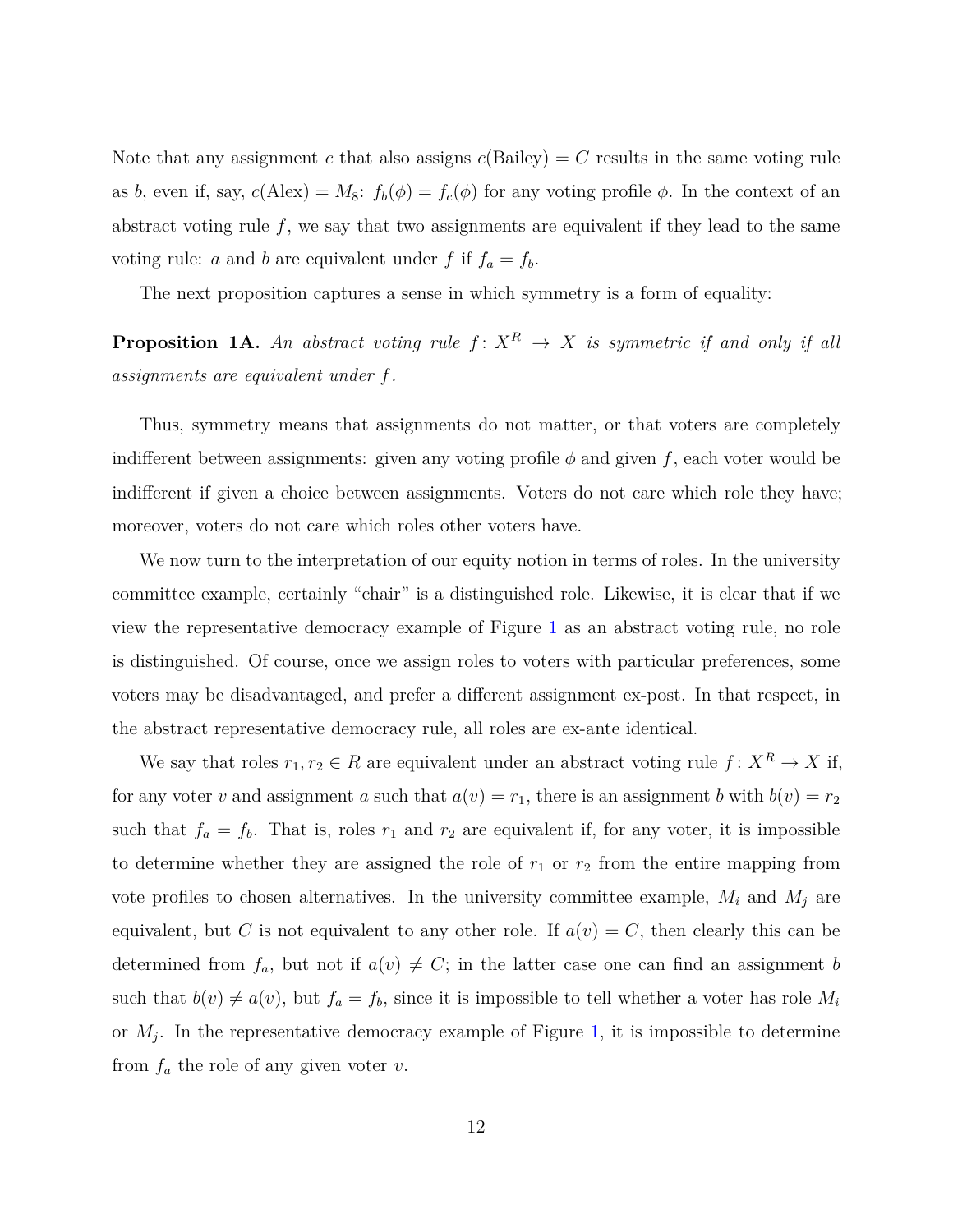Note that any assignment $c$ that also assigns $c(\text{Bailey}) = C$ results in the same voting rule as $b$, even if, say, $c(\text{Alex}) = M_8$: $f_b(\phi) = f_c(\phi)$ for any voting profile $\phi$. In the context of an abstract voting rule $f$, we say that two assignments are equivalent if they lead to the same voting rule: $a$ and $b$ are equivalent under $f$ if $f_a = f_b$.

The next proposition captures a sense in which symmetry is a form of equality:

**Proposition 1A.** *An abstract voting rule $f\colon X^R \to X$ is symmetric if and only if all assignments are equivalent under $f$.*

Thus, symmetry means that assignments do not matter, or that voters are completely indifferent between assignments: given any voting profile $\phi$ and given $f$, each voter would be indifferent if given a choice between assignments. Voters do not care which role they have; moreover, voters do not care which roles other voters have.

We now turn to the interpretation of our equity notion in terms of roles. In the university committee example, certainly "chair" is a distinguished role. Likewise, it is clear that if we view the representative democracy example of Figure 1 as an abstract voting rule, no role is distinguished. Of course, once we assign roles to voters with particular preferences, some voters may be disadvantaged, and prefer a different assignment ex-post. In that respect, in the abstract representative democracy rule, all roles are ex-ante identical.

We say that roles $r_1, r_2 \in R$ are equivalent under an abstract voting rule $f\colon X^R \to X$ if, for any voter $v$ and assignment $a$ such that $a(v) = r_1$, there is an assignment $b$ with $b(v) = r_2$ such that $f_a = f_b$. That is, roles $r_1$ and $r_2$ are equivalent if, for any voter, it is impossible to determine whether they are assigned the role of $r_1$ or $r_2$ from the entire mapping from vote profiles to chosen alternatives. In the university committee example, $M_i$ and $M_j$ are equivalent, but $C$ is not equivalent to any other role. If $a(v) = C$, then clearly this can be determined from $f_a$, but not if $a(v) \neq C$; in the latter case one can find an assignment $b$ such that $b(v) \neq a(v)$, but $f_a = f_b$, since it is impossible to tell whether a voter has role $M_i$ or $M_j$. In the representative democracy example of Figure 1, it is impossible to determine from $f_a$ the role of any given voter $v$.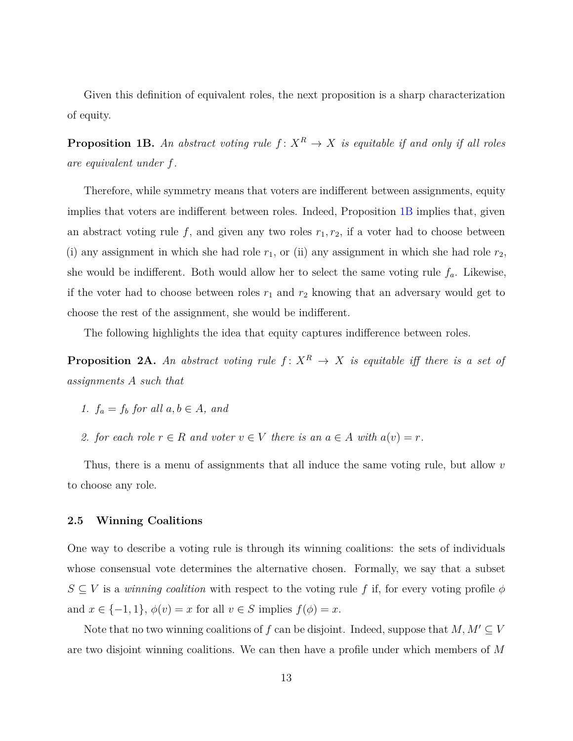Given this definition of equivalent roles, the next proposition is a sharp characterization of equity.

**Proposition 1B.** *An abstract voting rule $f\colon X^R \to X$ is equitable if and only if all roles are equivalent under $f$.*

Therefore, while symmetry means that voters are indifferent between assignments, equity implies that voters are indifferent between roles. Indeed, Proposition 1B implies that, given an abstract voting rule $f$, and given any two roles $r_1, r_2$, if a voter had to choose between (i) any assignment in which she had role $r_1$, or (ii) any assignment in which she had role $r_2$, she would be indifferent. Both would allow her to select the same voting rule $f_a$. Likewise, if the voter had to choose between roles $r_1$ and $r_2$ knowing that an adversary would get to choose the rest of the assignment, she would be indifferent.

The following highlights the idea that equity captures indifference between roles.

**Proposition 2A.** *An abstract voting rule $f\colon X^R \to X$ is equitable iff there is a set of assignments $A$ such that*

1. *$f_a = f_b$ for all $a, b \in A$, and*
2. *for each role $r \in R$ and voter $v \in V$ there is an $a \in A$ with $a(v) = r$.*

Thus, there is a menu of assignments that all induce the same voting rule, but allow $v$ to choose any role.

### 2.5 Winning Coalitions

One way to describe a voting rule is through its winning coalitions: the sets of individuals whose consensual vote determines the alternative chosen. Formally, we say that a subset $S \subseteq V$ is a *winning coalition* with respect to the voting rule $f$ if, for every voting profile $\phi$ and $x \in \{-1, 1\}$, $\phi(v) = x$ for all $v \in S$ implies $f(\phi) = x$.

Note that no two winning coalitions of $f$ can be disjoint. Indeed, suppose that $M, M' \subseteq V$ are two disjoint winning coalitions. We can then have a profile under which members of $M$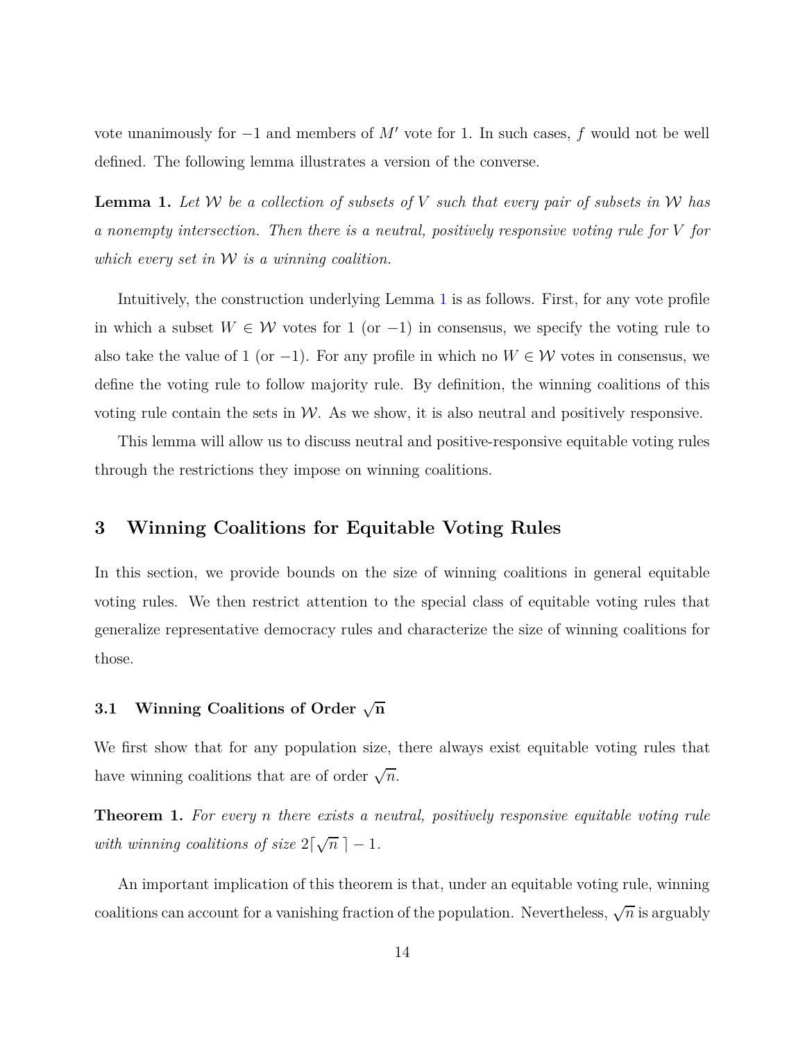vote unanimously for $-1$ and members of $M'$ vote for 1. In such cases, $f$ would not be well defined. The following lemma illustrates a version of the converse.

**Lemma 1.** *Let $\mathcal{W}$ be a collection of subsets of $V$ such that every pair of subsets in $\mathcal{W}$ has a nonempty intersection. Then there is a neutral, positively responsive voting rule for $V$ for which every set in $\mathcal{W}$ is a winning coalition.*

Intuitively, the construction underlying Lemma 1 is as follows. First, for any vote profile in which a subset $W \in \mathcal{W}$ votes for 1 (or $-1$) in consensus, we specify the voting rule to also take the value of 1 (or $-1$). For any profile in which no $W \in \mathcal{W}$ votes in consensus, we define the voting rule to follow majority rule. By definition, the winning coalitions of this voting rule contain the sets in $\mathcal{W}$. As we show, it is also neutral and positively responsive.

This lemma will allow us to discuss neutral and positive-responsive equitable voting rules through the restrictions they impose on winning coalitions.

## 3 Winning Coalitions for Equitable Voting Rules

In this section, we provide bounds on the size of winning coalitions in general equitable voting rules. We then restrict attention to the special class of equitable voting rules that generalize representative democracy rules and characterize the size of winning coalitions for those.

### 3.1 Winning Coalitions of Order $\sqrt{n}$

We first show that for any population size, there always exist equitable voting rules that have winning coalitions that are of order $\sqrt{n}$.

**Theorem 1.** *For every $n$ there exists a neutral, positively responsive equitable voting rule with winning coalitions of size $2\lceil \sqrt{n}\,\rceil - 1$.*

An important implication of this theorem is that, under an equitable voting rule, winning coalitions can account for a vanishing fraction of the population. Nevertheless, $\sqrt{n}$ is arguably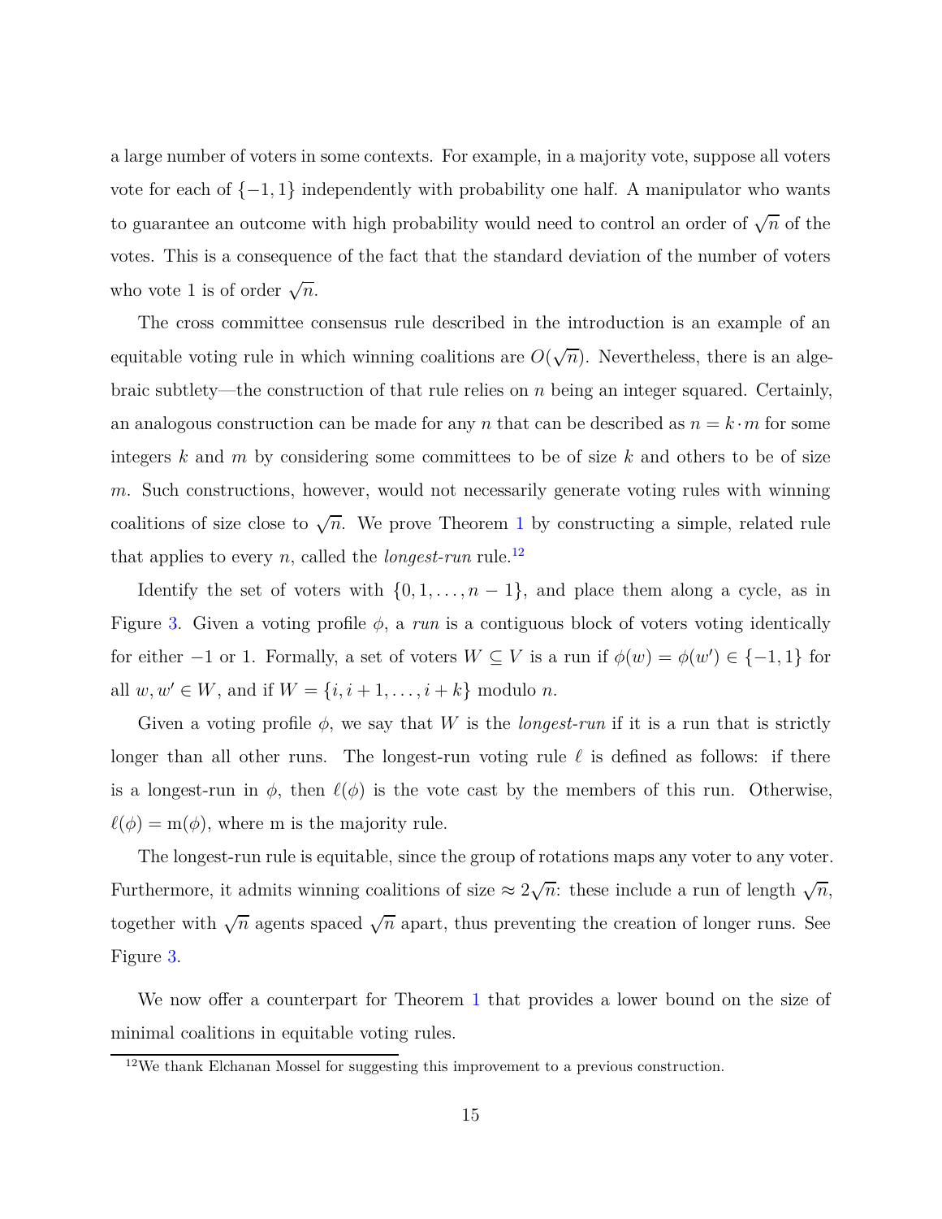a large number of voters in some contexts. For example, in a majority vote, suppose all voters vote for each of $\{-1, 1\}$ independently with probability one half. A manipulator who wants to guarantee an outcome with high probability would need to control an order of $\sqrt{n}$ of the votes. This is a consequence of the fact that the standard deviation of the number of voters who vote 1 is of order $\sqrt{n}$.

The cross committee consensus rule described in the introduction is an example of an equitable voting rule in which winning coalitions are $O(\sqrt{n})$. Nevertheless, there is an algebraic subtlety—the construction of that rule relies on $n$ being an integer squared. Certainly, an analogous construction can be made for any $n$ that can be described as $n = k \cdot m$ for some integers $k$ and $m$ by considering some committees to be of size $k$ and others to be of size $m$. Such constructions, however, would not necessarily generate voting rules with winning coalitions of size close to $\sqrt{n}$. We prove Theorem 1 by constructing a simple, related rule that applies to every $n$, called the *longest-run* rule.[12]

Identify the set of voters with $\{0, 1, \ldots, n-1\}$, and place them along a cycle, as in Figure 3. Given a voting profile $\phi$, a *run* is a contiguous block of voters voting identically for either $-1$ or 1. Formally, a set of voters $W \subseteq V$ is a run if $\phi(w) = \phi(w') \in \{-1, 1\}$ for all $w, w' \in W$, and if $W = \{i, i+1, \ldots, i+k\}$ modulo $n$.

Given a voting profile $\phi$, we say that $W$ is the *longest-run* if it is a run that is strictly longer than all other runs. The longest-run voting rule $\ell$ is defined as follows: if there is a longest-run in $\phi$, then $\ell(\phi)$ is the vote cast by the members of this run. Otherwise, $\ell(\phi) = \mathrm{m}(\phi)$, where m is the majority rule.

The longest-run rule is equitable, since the group of rotations maps any voter to any voter. Furthermore, it admits winning coalitions of size $\approx 2\sqrt{n}$: these include a run of length $\sqrt{n}$, together with $\sqrt{n}$ agents spaced $\sqrt{n}$ apart, thus preventing the creation of longer runs. See Figure 3.

We now offer a counterpart for Theorem 1 that provides a lower bound on the size of minimal coalitions in equitable voting rules.

[12] We thank Elchanan Mossel for suggesting this improvement to a previous construction.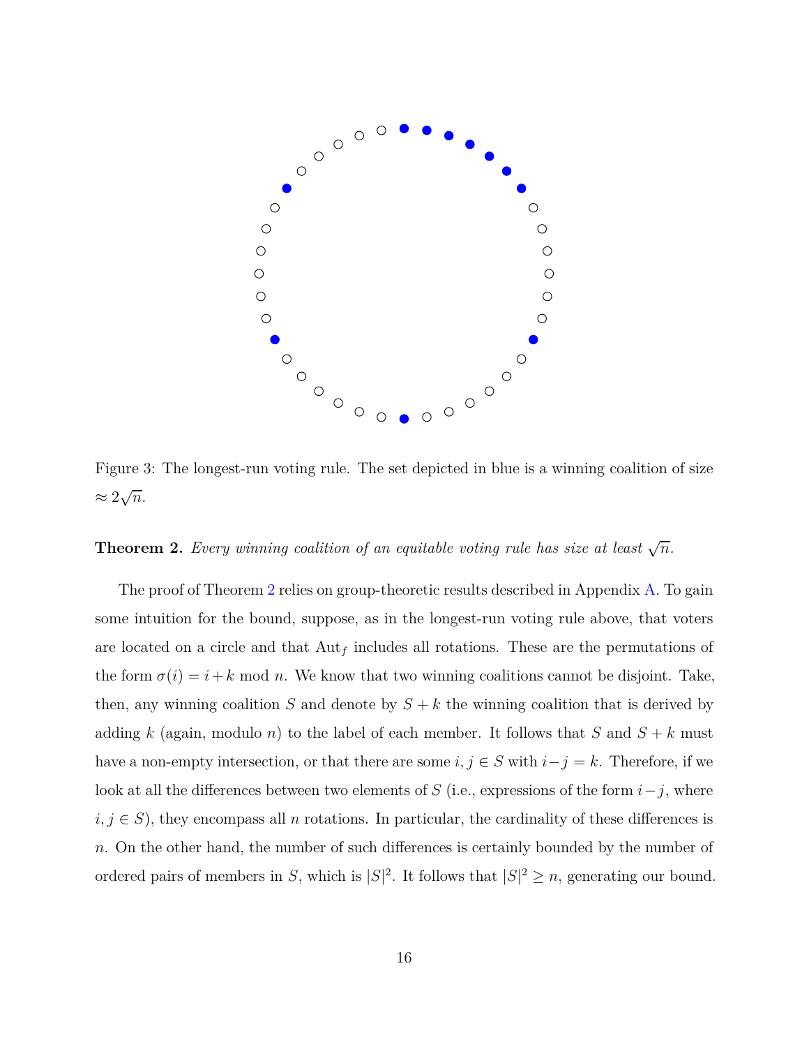Figure 3: The longest-run voting rule. The set depicted in blue is a winning coalition of size $\approx 2\sqrt{n}$.

**Theorem 2.** *Every winning coalition of an equitable voting rule has size at least* $\sqrt{n}$.

The proof of Theorem 2 relies on group-theoretic results described in Appendix A. To gain some intuition for the bound, suppose, as in the longest-run voting rule above, that voters are located on a circle and that $\text{Aut}_f$ includes all rotations. These are the permutations of the form $\sigma(i) = i + k \mod n$. We know that two winning coalitions cannot be disjoint. Take, then, any winning coalition $S$ and denote by $S + k$ the winning coalition that is derived by adding $k$ (again, modulo $n$) to the label of each member. It follows that $S$ and $S + k$ must have a non-empty intersection, or that there are some $i, j \in S$ with $i - j = k$. Therefore, if we look at all the differences between two elements of $S$ (i.e., expressions of the form $i - j$, where $i, j \in S$), they encompass all $n$ rotations. In particular, the cardinality of these differences is $n$. On the other hand, the number of such differences is certainly bounded by the number of ordered pairs of members in $S$, which is $|S|^2$. It follows that $|S|^2 \geq n$, generating our bound.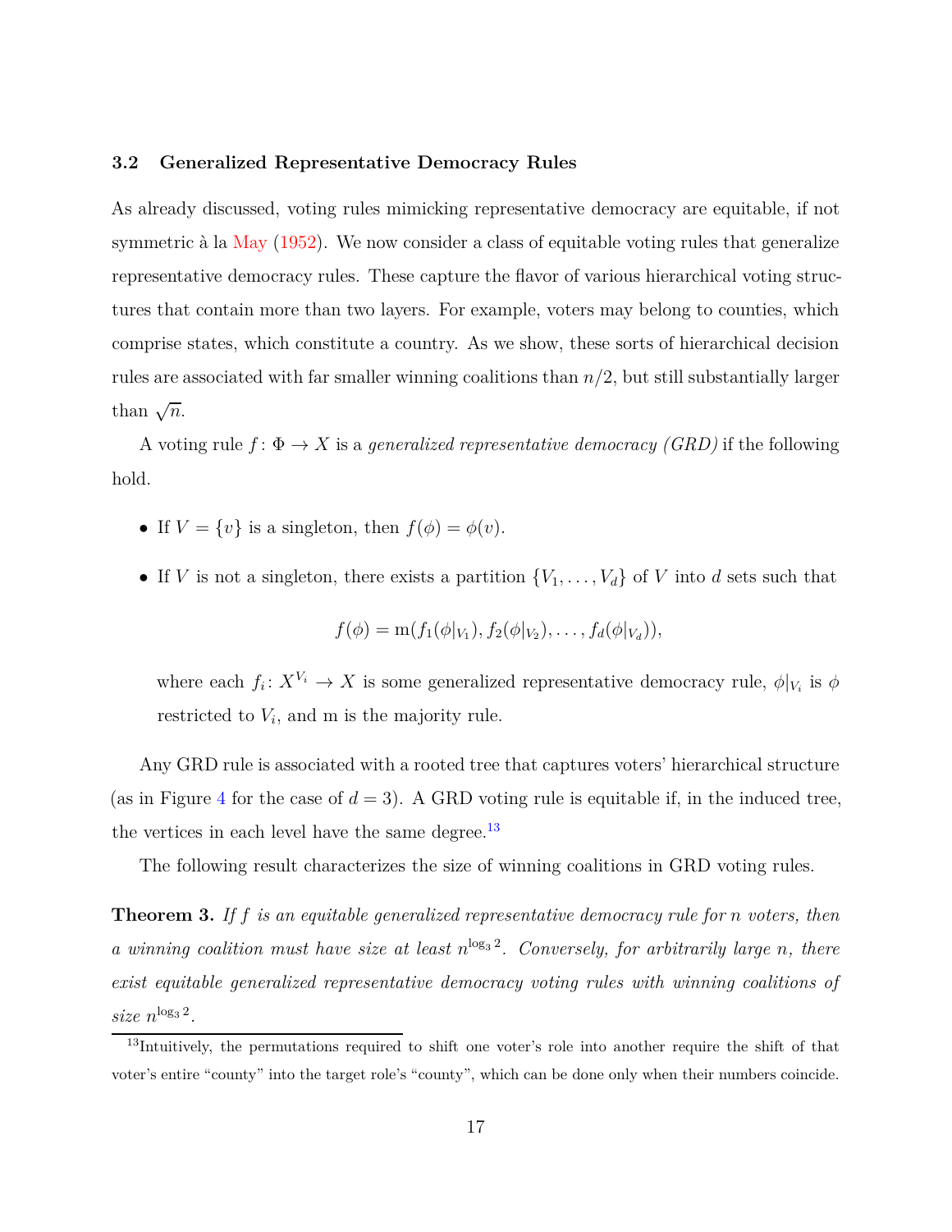### 3.2 Generalized Representative Democracy Rules

As already discussed, voting rules mimicking representative democracy are equitable, if not symmetric à la May (1952). We now consider a class of equitable voting rules that generalize representative democracy rules. These capture the flavor of various hierarchical voting structures that contain more than two layers. For example, voters may belong to counties, which comprise states, which constitute a country. As we show, these sorts of hierarchical decision rules are associated with far smaller winning coalitions than $n/2$, but still substantially larger than $\sqrt{n}$.

A voting rule $f\colon \Phi \to X$ is a *generalized representative democracy (GRD)* if the following hold.

- If $V = \{v\}$ is a singleton, then $f(\phi) = \phi(v)$.
- If $V$ is not a singleton, there exists a partition $\{V_1, \ldots, V_d\}$ of $V$ into $d$ sets such that

$$f(\phi) = \mathrm{m}(f_1(\phi|_{V_1}), f_2(\phi|_{V_2}), \ldots, f_d(\phi|_{V_d})),$$

  where each $f_i\colon X^{V_i} \to X$ is some generalized representative democracy rule, $\phi|_{V_i}$ is $\phi$ restricted to $V_i$, and m is the majority rule.

Any GRD rule is associated with a rooted tree that captures voters' hierarchical structure (as in Figure 4 for the case of $d = 3$). A GRD voting rule is equitable if, in the induced tree, the vertices in each level have the same degree.[13]

The following result characterizes the size of winning coalitions in GRD voting rules.

**Theorem 3.** *If $f$ is an equitable generalized representative democracy rule for $n$ voters, then a winning coalition must have size at least $n^{\log_3 2}$. Conversely, for arbitrarily large $n$, there exist equitable generalized representative democracy voting rules with winning coalitions of size $n^{\log_3 2}$.*

[13] Intuitively, the permutations required to shift one voter's role into another require the shift of that voter's entire "county" into the target role's "county", which can be done only when their numbers coincide.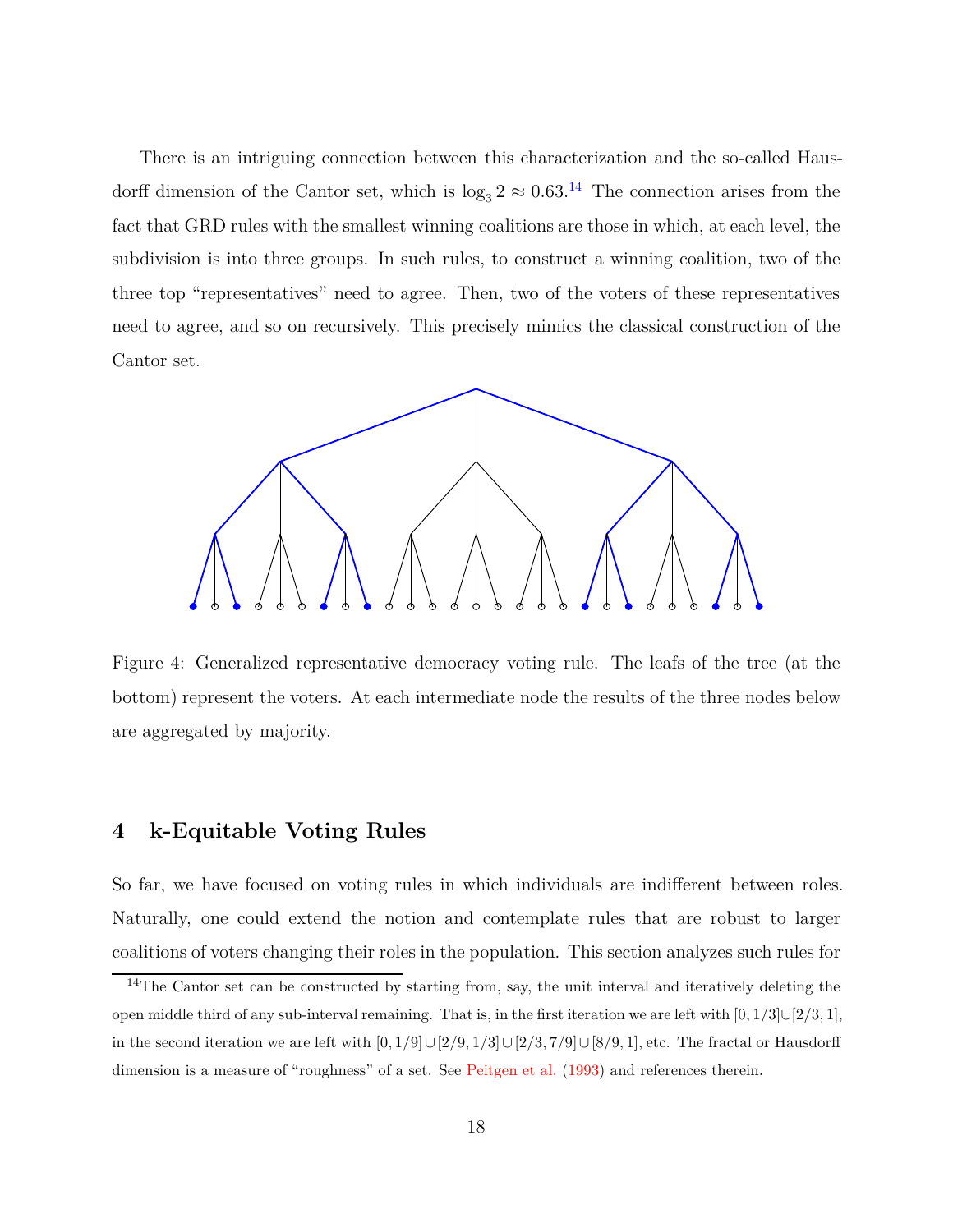There is an intriguing connection between this characterization and the so-called Hausdorff dimension of the Cantor set, which is $\log_3 2 \approx 0.63$.[14] The connection arises from the fact that GRD rules with the smallest winning coalitions are those in which, at each level, the subdivision is into three groups. In such rules, to construct a winning coalition, two of the three top "representatives" need to agree. Then, two of the voters of these representatives need to agree, and so on recursively. This precisely mimics the classical construction of the Cantor set.

Figure 4: Generalized representative democracy voting rule. The leafs of the tree (at the bottom) represent the voters. At each intermediate node the results of the three nodes below are aggregated by majority.

## 4 k-Equitable Voting Rules

So far, we have focused on voting rules in which individuals are indifferent between roles. Naturally, one could extend the notion and contemplate rules that are robust to larger coalitions of voters changing their roles in the population. This section analyzes such rules for

[14]The Cantor set can be constructed by starting from, say, the unit interval and iteratively deleting the open middle third of any sub-interval remaining. That is, in the first iteration we are left with $[0, 1/3] \cup [2/3, 1]$, in the second iteration we are left with $[0, 1/9] \cup [2/9, 1/3] \cup [2/3, 7/9] \cup [8/9, 1]$, etc. The fractal or Hausdorff dimension is a measure of "roughness" of a set. See Peitgen et al. (1993) and references therein.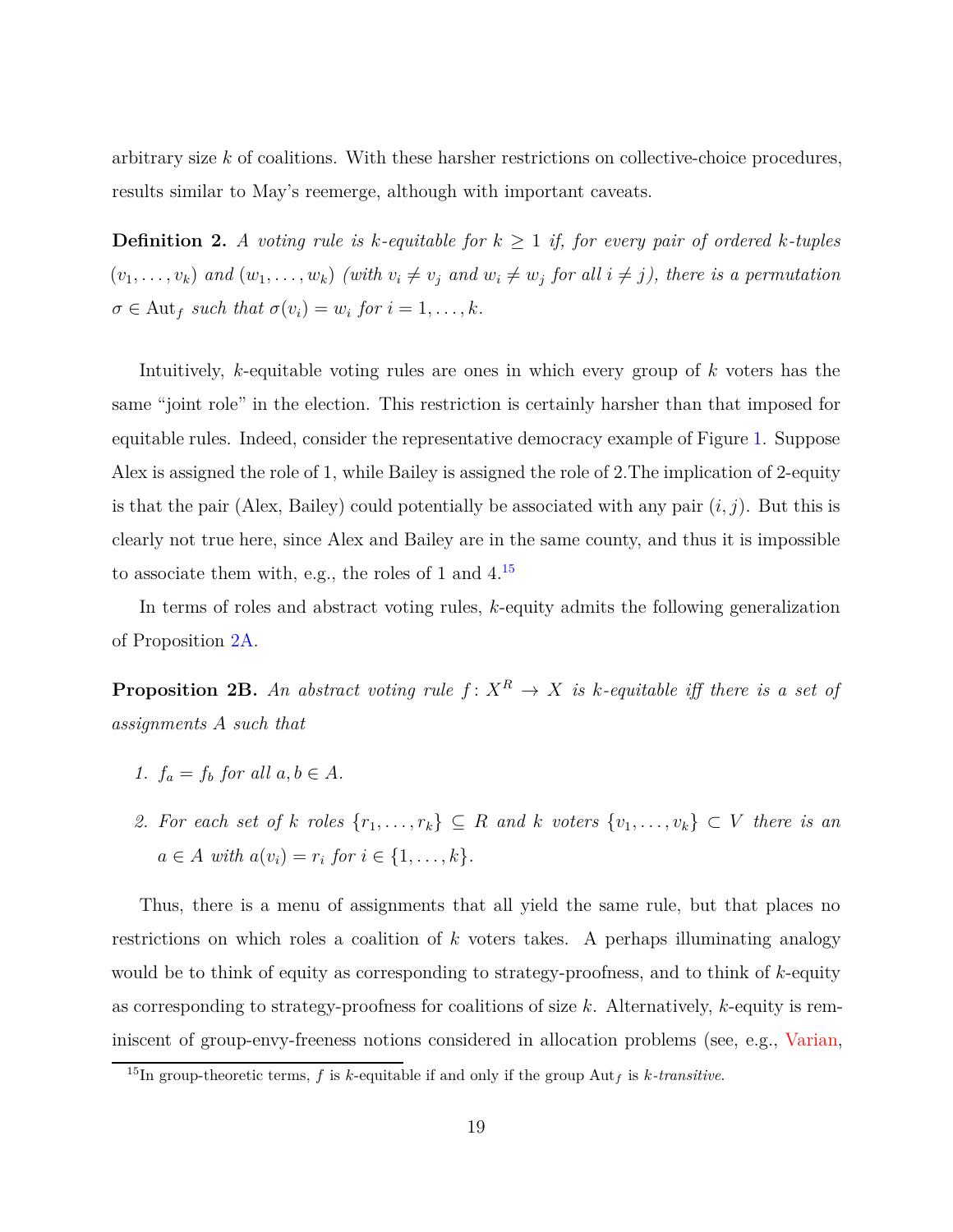arbitrary size $k$ of coalitions. With these harsher restrictions on collective-choice procedures, results similar to May's reemerge, although with important caveats.

**Definition 2.** *A voting rule is $k$-equitable for $k \geq 1$ if, for every pair of ordered $k$-tuples $(v_1, \ldots, v_k)$ and $(w_1, \ldots, w_k)$ (with $v_i \neq v_j$ and $w_i \neq w_j$ for all $i \neq j$), there is a permutation $\sigma \in \mathrm{Aut}_f$ such that $\sigma(v_i) = w_i$ for $i = 1, \ldots, k$.*

Intuitively, $k$-equitable voting rules are ones in which every group of $k$ voters has the same "joint role" in the election. This restriction is certainly harsher than that imposed for equitable rules. Indeed, consider the representative democracy example of Figure 1. Suppose Alex is assigned the role of 1, while Bailey is assigned the role of 2.The implication of 2-equity is that the pair (Alex, Bailey) could potentially be associated with any pair $(i, j)$. But this is clearly not true here, since Alex and Bailey are in the same county, and thus it is impossible to associate them with, e.g., the roles of 1 and 4.[15]

In terms of roles and abstract voting rules, $k$-equity admits the following generalization of Proposition 2A.

**Proposition 2B.** *An abstract voting rule $f \colon X^R \to X$ is $k$-equitable iff there is a set of assignments $A$ such that*

1. *$f_a = f_b$ for all $a, b \in A$.*
2. *For each set of $k$ roles $\{r_1, \ldots, r_k\} \subseteq R$ and $k$ voters $\{v_1, \ldots, v_k\} \subset V$ there is an $a \in A$ with $a(v_i) = r_i$ for $i \in \{1, \ldots, k\}$.*

Thus, there is a menu of assignments that all yield the same rule, but that places no restrictions on which roles a coalition of $k$ voters takes. A perhaps illuminating analogy would be to think of equity as corresponding to strategy-proofness, and to think of $k$-equity as corresponding to strategy-proofness for coalitions of size $k$. Alternatively, $k$-equity is reminiscent of group-envy-freeness notions considered in allocation problems (see, e.g., Varian,

[15] In group-theoretic terms, $f$ is $k$-equitable if and only if the group $\mathrm{Aut}_f$ is *$k$-transitive*.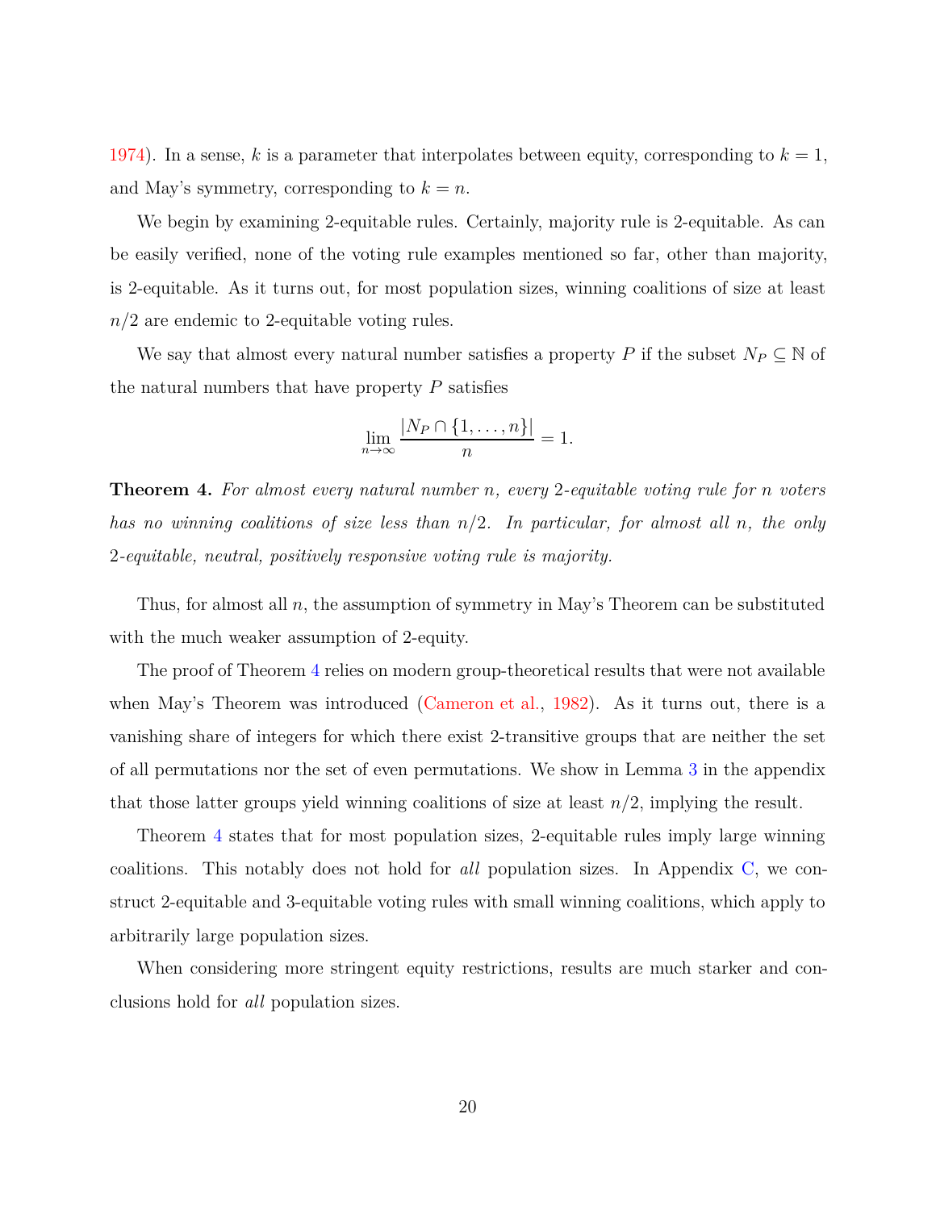1974). In a sense, $k$ is a parameter that interpolates between equity, corresponding to $k = 1$, and May's symmetry, corresponding to $k = n$.

We begin by examining 2-equitable rules. Certainly, majority rule is 2-equitable. As can be easily verified, none of the voting rule examples mentioned so far, other than majority, is 2-equitable. As it turns out, for most population sizes, winning coalitions of size at least $n/2$ are endemic to 2-equitable voting rules.

We say that almost every natural number satisfies a property $P$ if the subset $N_P \subseteq \mathbb{N}$ of the natural numbers that have property $P$ satisfies

$$\lim_{n\to\infty} \frac{|N_P \cap \{1, \ldots, n\}|}{n} = 1.$$

**Theorem 4.** *For almost every natural number $n$, every 2-equitable voting rule for $n$ voters has no winning coalitions of size less than $n/2$. In particular, for almost all $n$, the only 2-equitable, neutral, positively responsive voting rule is majority.*

Thus, for almost all $n$, the assumption of symmetry in May's Theorem can be substituted with the much weaker assumption of 2-equity.

The proof of Theorem 4 relies on modern group-theoretical results that were not available when May's Theorem was introduced (Cameron et al., 1982). As it turns out, there is a vanishing share of integers for which there exist 2-transitive groups that are neither the set of all permutations nor the set of even permutations. We show in Lemma 3 in the appendix that those latter groups yield winning coalitions of size at least $n/2$, implying the result.

Theorem 4 states that for most population sizes, 2-equitable rules imply large winning coalitions. This notably does not hold for *all* population sizes. In Appendix C, we construct 2-equitable and 3-equitable voting rules with small winning coalitions, which apply to arbitrarily large population sizes.

When considering more stringent equity restrictions, results are much starker and conclusions hold for *all* population sizes.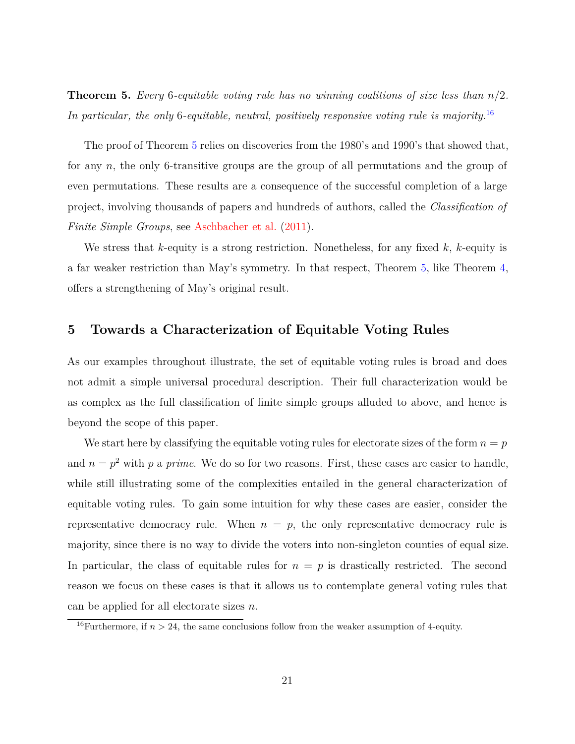**Theorem 5.** *Every* 6*-equitable voting rule has no winning coalitions of size less than* $n/2$*. In particular, the only* 6*-equitable, neutral, positively responsive voting rule is majority.*[16]

The proof of Theorem 5 relies on discoveries from the 1980's and 1990's that showed that, for any $n$, the only 6-transitive groups are the group of all permutations and the group of even permutations. These results are a consequence of the successful completion of a large project, involving thousands of papers and hundreds of authors, called the *Classification of Finite Simple Groups*, see Aschbacher et al. (2011).

We stress that $k$-equity is a strong restriction. Nonetheless, for any fixed $k$, $k$-equity is a far weaker restriction than May's symmetry. In that respect, Theorem 5, like Theorem 4, offers a strengthening of May's original result.

## 5 Towards a Characterization of Equitable Voting Rules

As our examples throughout illustrate, the set of equitable voting rules is broad and does not admit a simple universal procedural description. Their full characterization would be as complex as the full classification of finite simple groups alluded to above, and hence is beyond the scope of this paper.

We start here by classifying the equitable voting rules for electorate sizes of the form $n = p$ and $n = p^2$ with $p$ a *prime*. We do so for two reasons. First, these cases are easier to handle, while still illustrating some of the complexities entailed in the general characterization of equitable voting rules. To gain some intuition for why these cases are easier, consider the representative democracy rule. When $n = p$, the only representative democracy rule is majority, since there is no way to divide the voters into non-singleton counties of equal size. In particular, the class of equitable rules for $n = p$ is drastically restricted. The second reason we focus on these cases is that it allows us to contemplate general voting rules that can be applied for all electorate sizes $n$.

[16]Furthermore, if $n > 24$, the same conclusions follow from the weaker assumption of 4-equity.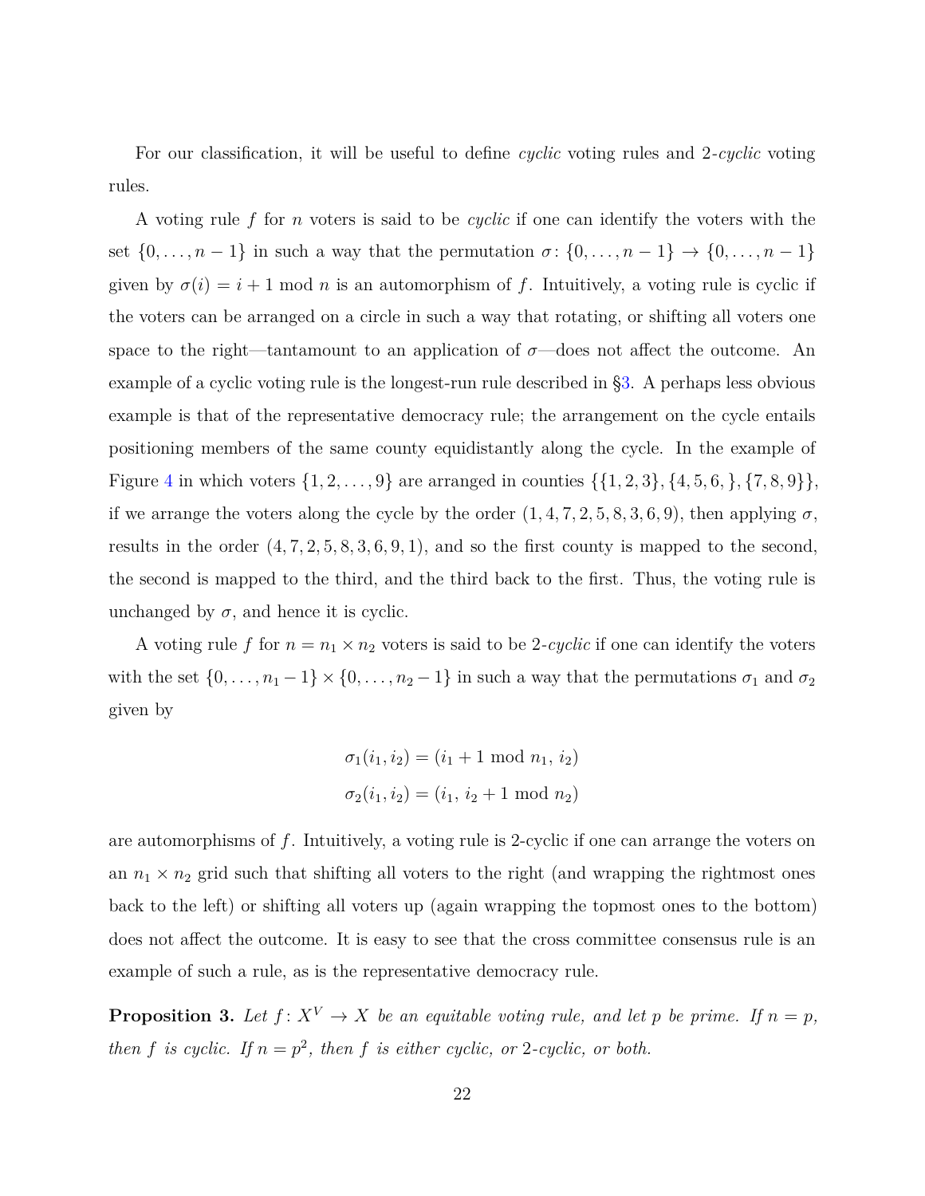For our classification, it will be useful to define *cyclic* voting rules and 2-*cyclic* voting rules.

A voting rule $f$ for $n$ voters is said to be *cyclic* if one can identify the voters with the set $\{0,\ldots,n-1\}$ in such a way that the permutation $\sigma\colon \{0,\ldots,n-1\} \to \{0,\ldots,n-1\}$ given by $\sigma(i) = i+1 \bmod n$ is an automorphism of $f$. Intuitively, a voting rule is cyclic if the voters can be arranged on a circle in such a way that rotating, or shifting all voters one space to the right—tantamount to an application of $\sigma$—does not affect the outcome. An example of a cyclic voting rule is the longest-run rule described in §3. A perhaps less obvious example is that of the representative democracy rule; the arrangement on the cycle entails positioning members of the same county equidistantly along the cycle. In the example of Figure 4 in which voters $\{1, 2, \ldots, 9\}$ are arranged in counties $\{\{1, 2, 3\}, \{4, 5, 6, \}, \{7, 8, 9\}\}$, if we arrange the voters along the cycle by the order $(1, 4, 7, 2, 5, 8, 3, 6, 9)$, then applying $\sigma$, results in the order $(4, 7, 2, 5, 8, 3, 6, 9, 1)$, and so the first county is mapped to the second, the second is mapped to the third, and the third back to the first. Thus, the voting rule is unchanged by $\sigma$, and hence it is cyclic.

A voting rule $f$ for $n = n_1 \times n_2$ voters is said to be 2-*cyclic* if one can identify the voters with the set $\{0,\ldots,n_1-1\} \times \{0,\ldots,n_2-1\}$ in such a way that the permutations $\sigma_1$ and $\sigma_2$ given by

$$\sigma_1(i_1, i_2) = (i_1 + 1 \bmod n_1,\, i_2)$$
$$\sigma_2(i_1, i_2) = (i_1,\, i_2 + 1 \bmod n_2)$$

are automorphisms of $f$. Intuitively, a voting rule is 2-cyclic if one can arrange the voters on an $n_1 \times n_2$ grid such that shifting all voters to the right (and wrapping the rightmost ones back to the left) or shifting all voters up (again wrapping the topmost ones to the bottom) does not affect the outcome. It is easy to see that the cross committee consensus rule is an example of such a rule, as is the representative democracy rule.

**Proposition 3.** *Let $f\colon X^V \to X$ be an equitable voting rule, and let $p$ be prime. If $n = p$, then $f$ is cyclic. If $n = p^2$, then $f$ is either cyclic, or 2-cyclic, or both.*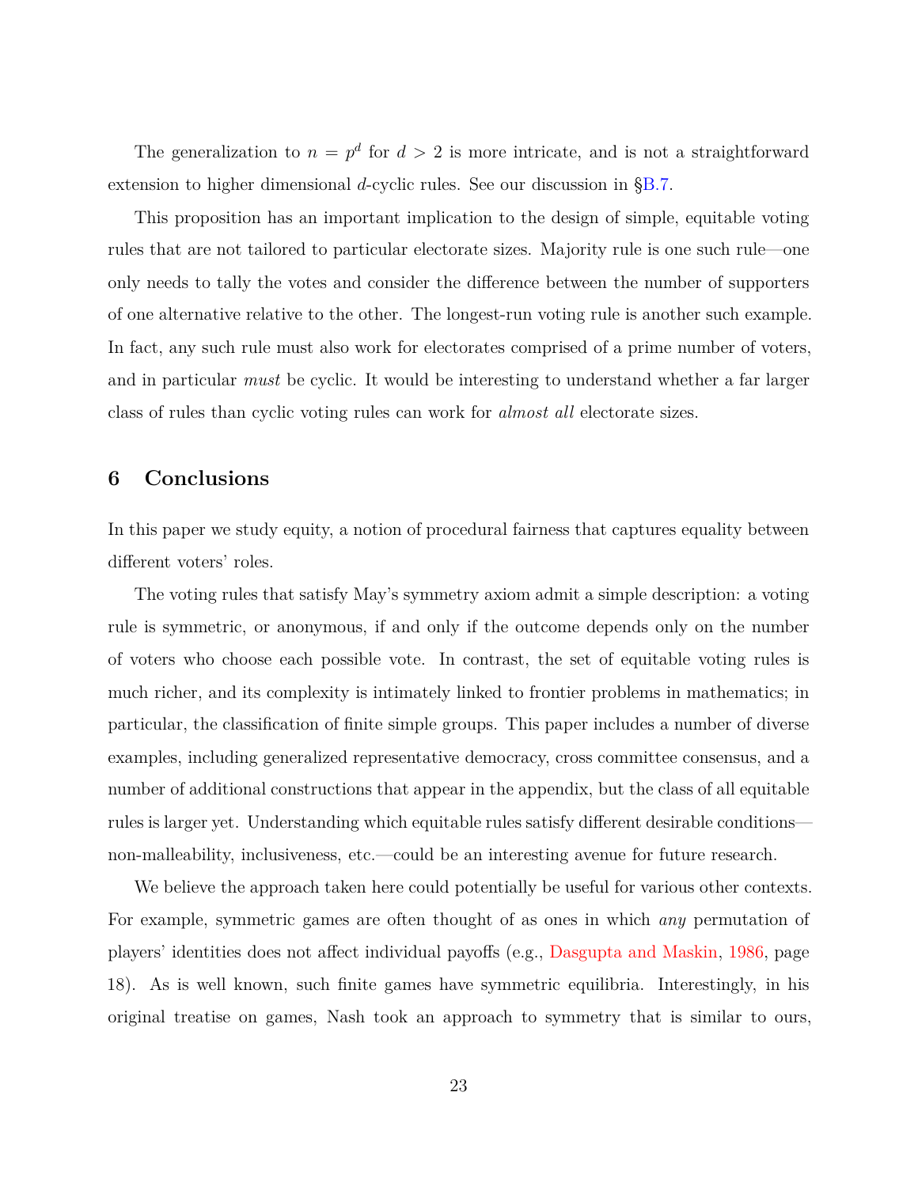The generalization to $n = p^d$ for $d > 2$ is more intricate, and is not a straightforward extension to higher dimensional $d$-cyclic rules. See our discussion in §B.7.

This proposition has an important implication to the design of simple, equitable voting rules that are not tailored to particular electorate sizes. Majority rule is one such rule—one only needs to tally the votes and consider the difference between the number of supporters of one alternative relative to the other. The longest-run voting rule is another such example. In fact, any such rule must also work for electorates comprised of a prime number of voters, and in particular *must* be cyclic. It would be interesting to understand whether a far larger class of rules than cyclic voting rules can work for *almost all* electorate sizes.

## 6 Conclusions

In this paper we study equity, a notion of procedural fairness that captures equality between different voters' roles.

The voting rules that satisfy May's symmetry axiom admit a simple description: a voting rule is symmetric, or anonymous, if and only if the outcome depends only on the number of voters who choose each possible vote. In contrast, the set of equitable voting rules is much richer, and its complexity is intimately linked to frontier problems in mathematics; in particular, the classification of finite simple groups. This paper includes a number of diverse examples, including generalized representative democracy, cross committee consensus, and a number of additional constructions that appear in the appendix, but the class of all equitable rules is larger yet. Understanding which equitable rules satisfy different desirable conditions—non-malleability, inclusiveness, etc.—could be an interesting avenue for future research.

We believe the approach taken here could potentially be useful for various other contexts. For example, symmetric games are often thought of as ones in which *any* permutation of players' identities does not affect individual payoffs (e.g., Dasgupta and Maskin, 1986, page 18). As is well known, such finite games have symmetric equilibria. Interestingly, in his original treatise on games, Nash took an approach to symmetry that is similar to ours,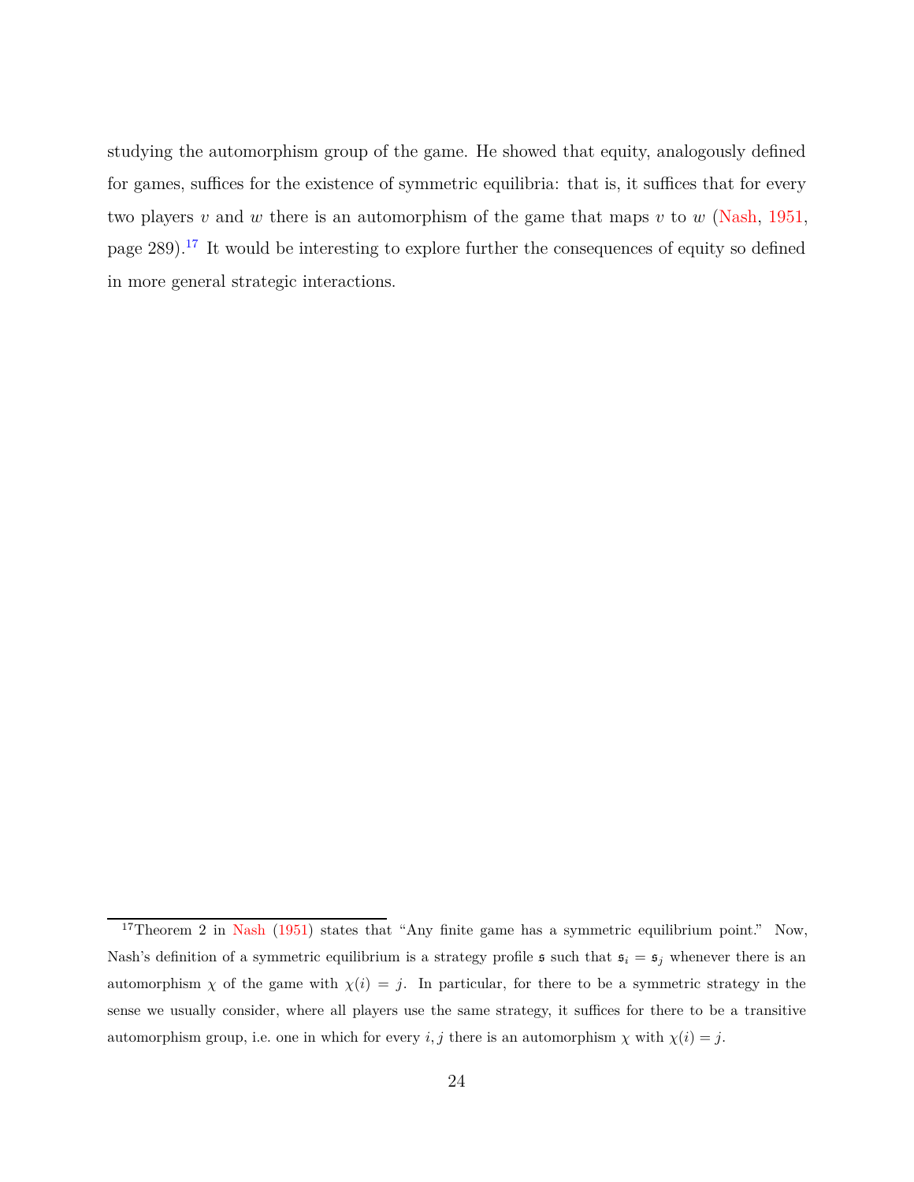studying the automorphism group of the game. He showed that equity, analogously defined for games, suffices for the existence of symmetric equilibria: that is, it suffices that for every two players $v$ and $w$ there is an automorphism of the game that maps $v$ to $w$ (Nash, 1951, page 289).[17] It would be interesting to explore further the consequences of equity so defined in more general strategic interactions.

[17] Theorem 2 in Nash (1951) states that "Any finite game has a symmetric equilibrium point." Now, Nash's definition of a symmetric equilibrium is a strategy profile $\mathfrak{s}$ such that $\mathfrak{s}_i = \mathfrak{s}_j$ whenever there is an automorphism $\chi$ of the game with $\chi(i) = j$. In particular, for there to be a symmetric strategy in the sense we usually consider, where all players use the same strategy, it suffices for there to be a transitive automorphism group, i.e. one in which for every $i, j$ there is an automorphism $\chi$ with $\chi(i) = j$.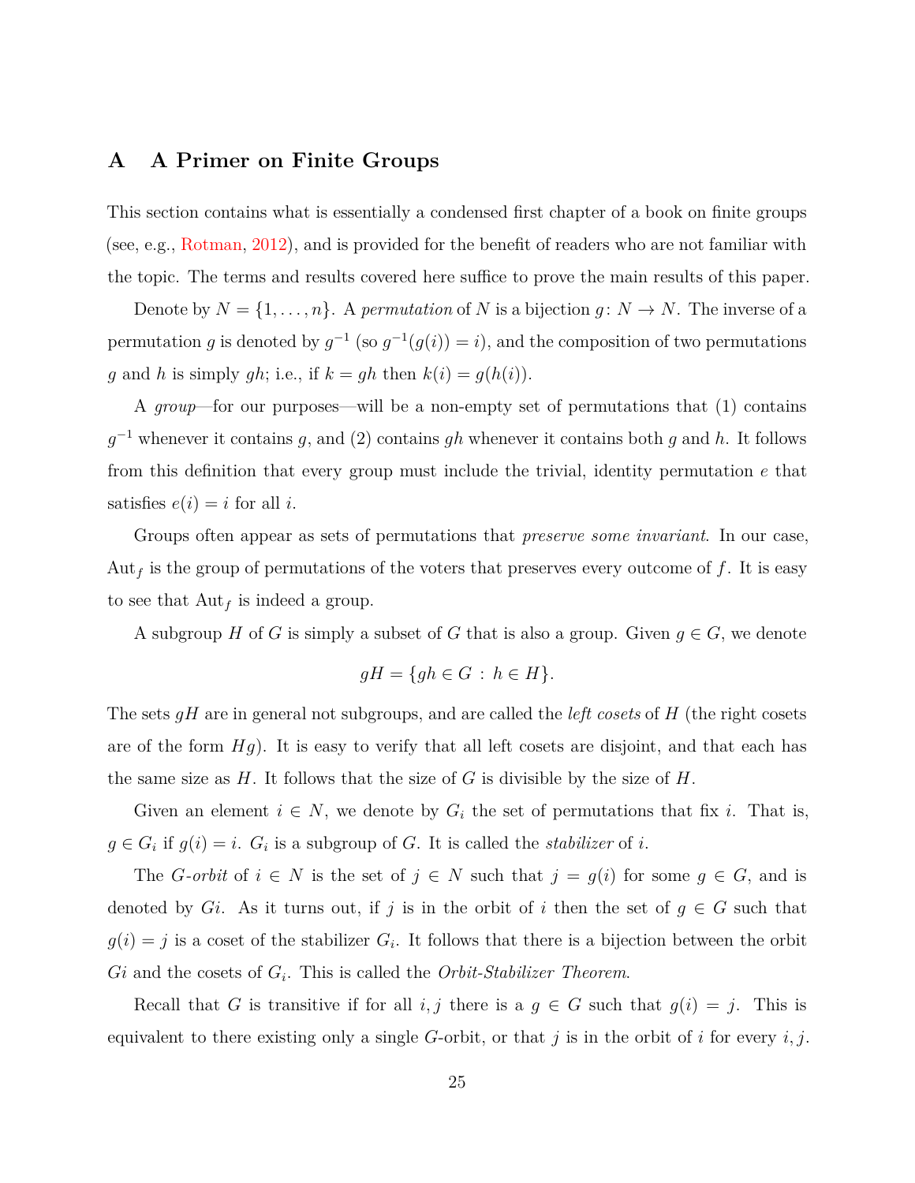# A A Primer on Finite Groups

This section contains what is essentially a condensed first chapter of a book on finite groups (see, e.g., Rotman, 2012), and is provided for the benefit of readers who are not familiar with the topic. The terms and results covered here suffice to prove the main results of this paper.

Denote by $N = \{1, \dots, n\}$. A *permutation* of $N$ is a bijection $g \colon N \to N$. The inverse of a permutation $g$ is denoted by $g^{-1}$ (so $g^{-1}(g(i)) = i$), and the composition of two permutations $g$ and $h$ is simply $gh$; i.e., if $k = gh$ then $k(i) = g(h(i))$.

A *group*—for our purposes—will be a non-empty set of permutations that (1) contains $g^{-1}$ whenever it contains $g$, and (2) contains $gh$ whenever it contains both $g$ and $h$. It follows from this definition that every group must include the trivial, identity permutation $e$ that satisfies $e(i) = i$ for all $i$.

Groups often appear as sets of permutations that *preserve some invariant*. In our case, $\mathrm{Aut}_f$ is the group of permutations of the voters that preserves every outcome of $f$. It is easy to see that $\mathrm{Aut}_f$ is indeed a group.

A subgroup $H$ of $G$ is simply a subset of $G$ that is also a group. Given $g \in G$, we denote

$$gH = \{gh \in G \,:\, h \in H\}.$$

The sets $gH$ are in general not subgroups, and are called the *left cosets* of $H$ (the right cosets are of the form $Hg$). It is easy to verify that all left cosets are disjoint, and that each has the same size as $H$. It follows that the size of $G$ is divisible by the size of $H$.

Given an element $i \in N$, we denote by $G_i$ the set of permutations that fix $i$. That is, $g \in G_i$ if $g(i) = i$. $G_i$ is a subgroup of $G$. It is called the *stabilizer* of $i$.

The $G$*-orbit* of $i \in N$ is the set of $j \in N$ such that $j = g(i)$ for some $g \in G$, and is denoted by $Gi$. As it turns out, if $j$ is in the orbit of $i$ then the set of $g \in G$ such that $g(i) = j$ is a coset of the stabilizer $G_i$. It follows that there is a bijection between the orbit $Gi$ and the cosets of $G_i$. This is called the *Orbit-Stabilizer Theorem*.

Recall that $G$ is transitive if for all $i, j$ there is a $g \in G$ such that $g(i) = j$. This is equivalent to there existing only a single $G$-orbit, or that $j$ is in the orbit of $i$ for every $i, j$.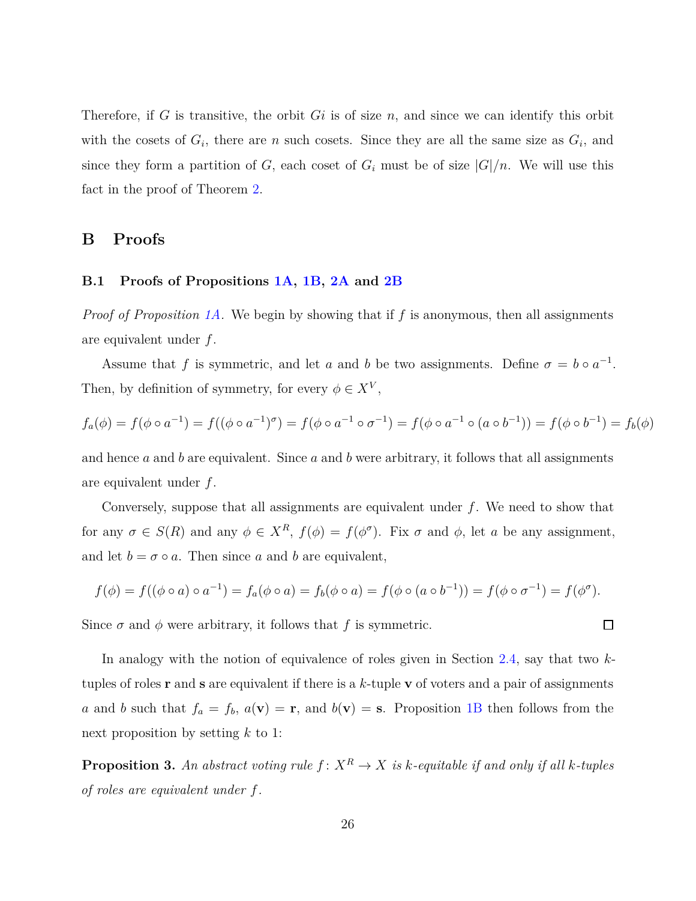Therefore, if $G$ is transitive, the orbit $Gi$ is of size $n$, and since we can identify this orbit with the cosets of $G_i$, there are $n$ such cosets. Since they are all the same size as $G_i$, and since they form a partition of $G$, each coset of $G_i$ must be of size $|G|/n$. We will use this fact in the proof of Theorem 2.

# B Proofs

## B.1 Proofs of Propositions 1A, 1B, 2A and 2B

*Proof of Proposition 1A.* We begin by showing that if $f$ is anonymous, then all assignments are equivalent under $f$.

Assume that $f$ is symmetric, and let $a$ and $b$ be two assignments. Define $\sigma = b \circ a^{-1}$. Then, by definition of symmetry, for every $\phi \in X^V$,

$$f_a(\phi) = f(\phi \circ a^{-1}) = f((\phi \circ a^{-1})^\sigma) = f(\phi \circ a^{-1} \circ \sigma^{-1}) = f(\phi \circ a^{-1} \circ (a \circ b^{-1})) = f(\phi \circ b^{-1}) = f_b(\phi)$$

and hence $a$ and $b$ are equivalent. Since $a$ and $b$ were arbitrary, it follows that all assignments are equivalent under $f$.

Conversely, suppose that all assignments are equivalent under $f$. We need to show that for any $\sigma \in S(R)$ and any $\phi \in X^R$, $f(\phi) = f(\phi^\sigma)$. Fix $\sigma$ and $\phi$, let $a$ be any assignment, and let $b = \sigma \circ a$. Then since $a$ and $b$ are equivalent,

$$f(\phi) = f((\phi \circ a) \circ a^{-1}) = f_a(\phi \circ a) = f_b(\phi \circ a) = f(\phi \circ (a \circ b^{-1})) = f(\phi \circ \sigma^{-1}) = f(\phi^\sigma).$$

Since $\sigma$ and $\phi$ were arbitrary, it follows that $f$ is symmetric. $\square$

In analogy with the notion of equivalence of roles given in Section 2.4, say that two $k$-tuples of roles $\mathbf{r}$ and $\mathbf{s}$ are equivalent if there is a $k$-tuple $\mathbf{v}$ of voters and a pair of assignments $a$ and $b$ such that $f_a = f_b$, $a(\mathbf{v}) = \mathbf{r}$, and $b(\mathbf{v}) = \mathbf{s}$. Proposition 1B then follows from the next proposition by setting $k$ to 1:

**Proposition 3.** *An abstract voting rule $f \colon X^R \to X$ is $k$-equitable if and only if all $k$-tuples of roles are equivalent under $f$.*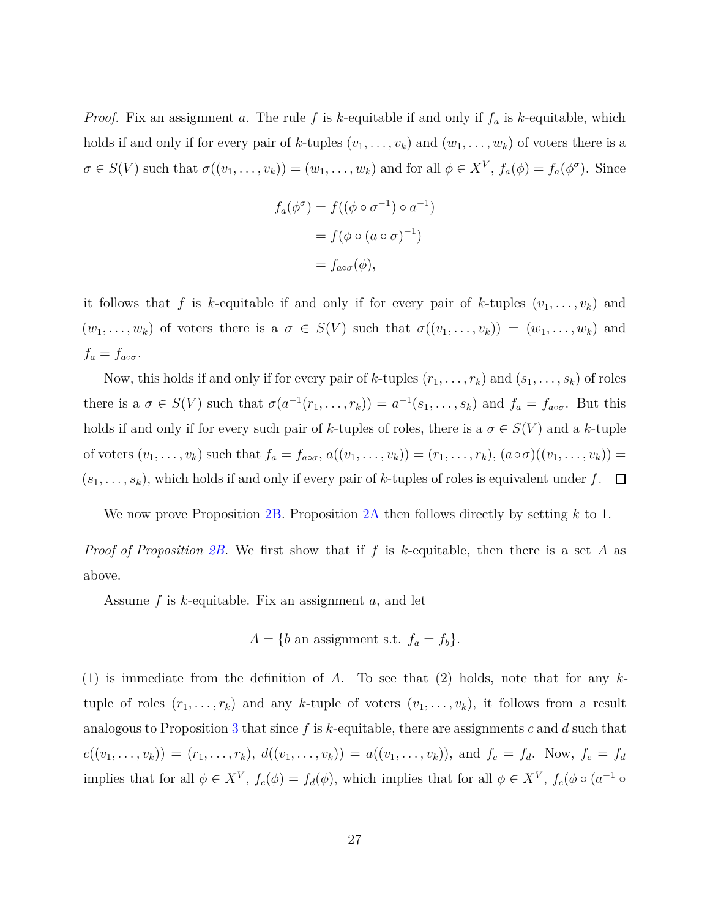*Proof.* Fix an assignment $a$. The rule $f$ is $k$-equitable if and only if $f_a$ is $k$-equitable, which holds if and only if for every pair of $k$-tuples $(v_1, \ldots, v_k)$ and $(w_1, \ldots, w_k)$ of voters there is a $\sigma \in S(V)$ such that $\sigma((v_1, \ldots, v_k)) = (w_1, \ldots, w_k)$ and for all $\phi \in X^V$, $f_a(\phi) = f_a(\phi^\sigma)$. Since

$$
\begin{aligned}
f_a(\phi^\sigma) &= f((\phi \circ \sigma^{-1}) \circ a^{-1}) \\
&= f(\phi \circ (a \circ \sigma)^{-1}) \\
&= f_{a \circ \sigma}(\phi),
\end{aligned}
$$

it follows that $f$ is $k$-equitable if and only if for every pair of $k$-tuples $(v_1, \ldots, v_k)$ and $(w_1, \ldots, w_k)$ of voters there is a $\sigma \in S(V)$ such that $\sigma((v_1, \ldots, v_k)) = (w_1, \ldots, w_k)$ and $f_a = f_{a \circ \sigma}$.

Now, this holds if and only if for every pair of $k$-tuples $(r_1, \ldots, r_k)$ and $(s_1, \ldots, s_k)$ of roles there is a $\sigma \in S(V)$ such that $\sigma(a^{-1}(r_1, \ldots, r_k)) = a^{-1}(s_1, \ldots, s_k)$ and $f_a = f_{a \circ \sigma}$. But this holds if and only if for every such pair of $k$-tuples of roles, there is a $\sigma \in S(V)$ and a $k$-tuple of voters $(v_1, \ldots, v_k)$ such that $f_a = f_{a \circ \sigma}$, $a((v_1, \ldots, v_k)) = (r_1, \ldots, r_k)$, $(a \circ \sigma)((v_1, \ldots, v_k)) = (s_1, \ldots, s_k)$, which holds if and only if every pair of $k$-tuples of roles is equivalent under $f$. □

We now prove Proposition 2B. Proposition 2A then follows directly by setting $k$ to 1.

*Proof of Proposition 2B.* We first show that if $f$ is $k$-equitable, then there is a set $A$ as above.

Assume $f$ is $k$-equitable. Fix an assignment $a$, and let

$$
A = \{b \text{ an assignment s.t. } f_a = f_b\}.
$$

(1) is immediate from the definition of $A$. To see that (2) holds, note that for any $k$-tuple of roles $(r_1, \ldots, r_k)$ and any $k$-tuple of voters $(v_1, \ldots, v_k)$, it follows from a result analogous to Proposition 3 that since $f$ is $k$-equitable, there are assignments $c$ and $d$ such that $c((v_1, \ldots, v_k)) = (r_1, \ldots, r_k)$, $d((v_1, \ldots, v_k)) = a((v_1, \ldots, v_k))$, and $f_c = f_d$. Now, $f_c = f_d$ implies that for all $\phi \in X^V$, $f_c(\phi) = f_d(\phi)$, which implies that for all $\phi \in X^V$, $f_c(\phi \circ (a^{-1} \circ$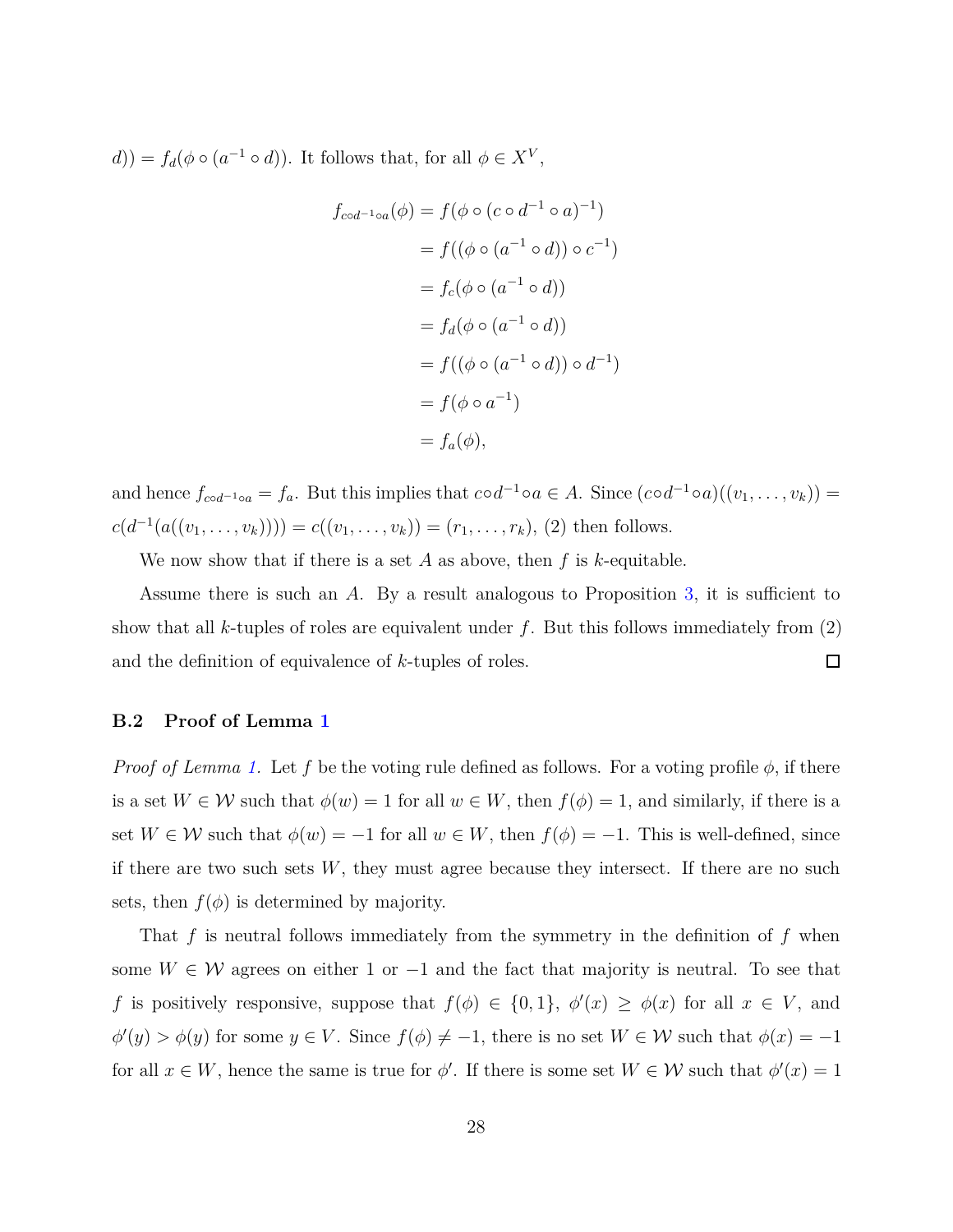$d)) = f_d(\phi \circ (a^{-1} \circ d))$. It follows that, for all $\phi \in X^V$,

$$
\begin{aligned}
f_{c \circ d^{-1} \circ a}(\phi) &= f(\phi \circ (c \circ d^{-1} \circ a)^{-1}) \\
&= f((\phi \circ (a^{-1} \circ d)) \circ c^{-1}) \\
&= f_c(\phi \circ (a^{-1} \circ d)) \\
&= f_d(\phi \circ (a^{-1} \circ d)) \\
&= f((\phi \circ (a^{-1} \circ d)) \circ d^{-1}) \\
&= f(\phi \circ a^{-1}) \\
&= f_a(\phi),
\end{aligned}
$$

and hence $f_{c \circ d^{-1} \circ a} = f_a$. But this implies that $c \circ d^{-1} \circ a \in A$. Since $(c \circ d^{-1} \circ a)((v_1, \dots, v_k)) = c(d^{-1}(a((v_1, \dots, v_k)))) = c((v_1, \dots, v_k)) = (r_1, \dots, r_k)$, (2) then follows.

We now show that if there is a set $A$ as above, then $f$ is $k$-equitable.

Assume there is such an $A$. By a result analogous to Proposition 3, it is sufficient to show that all $k$-tuples of roles are equivalent under $f$. But this follows immediately from (2) and the definition of equivalence of $k$-tuples of roles. □

### B.2 Proof of Lemma 1

*Proof of Lemma 1.* Let $f$ be the voting rule defined as follows. For a voting profile $\phi$, if there is a set $W \in \mathcal{W}$ such that $\phi(w) = 1$ for all $w \in W$, then $f(\phi) = 1$, and similarly, if there is a set $W \in \mathcal{W}$ such that $\phi(w) = -1$ for all $w \in W$, then $f(\phi) = -1$. This is well-defined, since if there are two such sets $W$, they must agree because they intersect. If there are no such sets, then $f(\phi)$ is determined by majority.

That $f$ is neutral follows immediately from the symmetry in the definition of $f$ when some $W \in \mathcal{W}$ agrees on either 1 or $-1$ and the fact that majority is neutral. To see that $f$ is positively responsive, suppose that $f(\phi) \in \{0, 1\}$, $\phi'(x) \geq \phi(x)$ for all $x \in V$, and $\phi'(y) > \phi(y)$ for some $y \in V$. Since $f(\phi) \neq -1$, there is no set $W \in \mathcal{W}$ such that $\phi(x) = -1$ for all $x \in W$, hence the same is true for $\phi'$. If there is some set $W \in \mathcal{W}$ such that $\phi'(x) = 1$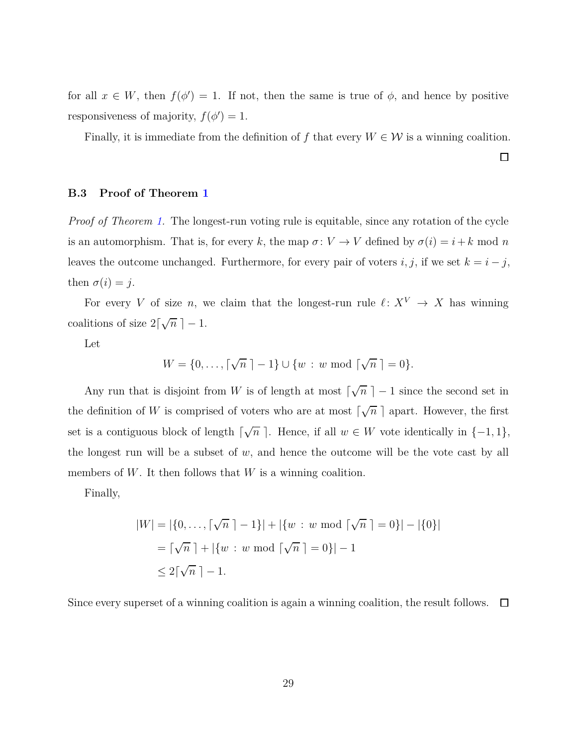for all $x \in W$, then $f(\phi') = 1$. If not, then the same is true of $\phi$, and hence by positive responsiveness of majority, $f(\phi') = 1$.

Finally, it is immediate from the definition of $f$ that every $W \in \mathcal{W}$ is a winning coalition.

∎

### B.3 Proof of Theorem 1

*Proof of Theorem 1.* The longest-run voting rule is equitable, since any rotation of the cycle is an automorphism. That is, for every $k$, the map $\sigma : V \to V$ defined by $\sigma(i) = i + k \bmod n$ leaves the outcome unchanged. Furthermore, for every pair of voters $i, j$, if we set $k = i - j$, then $\sigma(i) = j$.

For every $V$ of size $n$, we claim that the longest-run rule $\ell : X^V \to X$ has winning coalitions of size $2\lceil \sqrt{n} \rceil - 1$.

Let

$$W = \{0, \ldots, \lceil \sqrt{n} \rceil - 1\} \cup \{w : w \bmod \lceil \sqrt{n} \rceil = 0\}.$$

Any run that is disjoint from $W$ is of length at most $\lceil \sqrt{n} \rceil - 1$ since the second set in the definition of $W$ is comprised of voters who are at most $\lceil \sqrt{n} \rceil$ apart. However, the first set is a contiguous block of length $\lceil \sqrt{n} \rceil$. Hence, if all $w \in W$ vote identically in $\{-1, 1\}$, the longest run will be a subset of $w$, and hence the outcome will be the vote cast by all members of $W$. It then follows that $W$ is a winning coalition.

Finally,

$$\begin{aligned}
|W| &= |\{0, \ldots, \lceil \sqrt{n} \rceil - 1\}| + |\{w : w \bmod \lceil \sqrt{n} \rceil = 0\}| - |\{0\}| \\
&= \lceil \sqrt{n} \rceil + |\{w : w \bmod \lceil \sqrt{n} \rceil = 0\}| - 1 \\
&\leq 2\lceil \sqrt{n} \rceil - 1.
\end{aligned}$$

Since every superset of a winning coalition is again a winning coalition, the result follows. ∎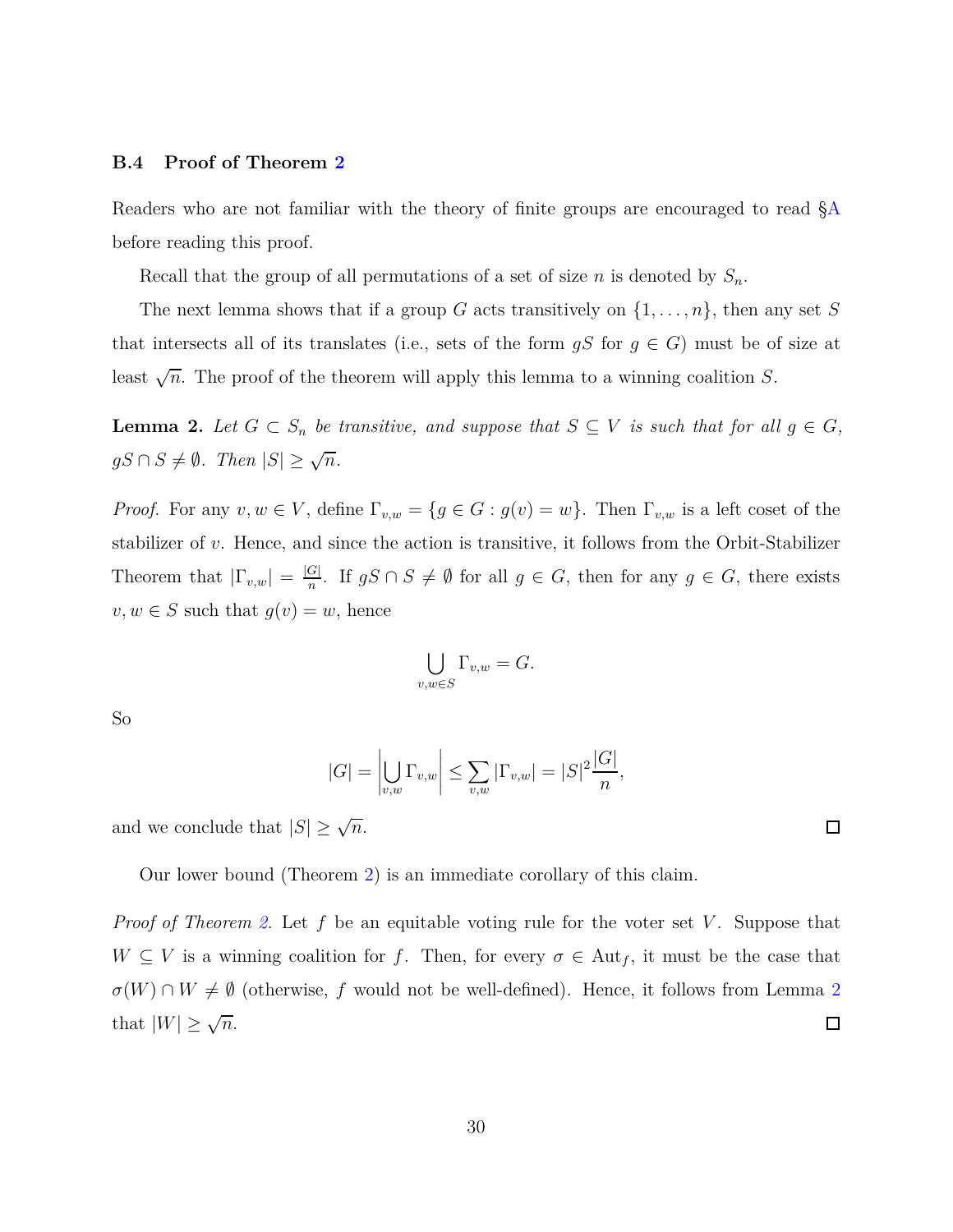### B.4 Proof of Theorem 2

Readers who are not familiar with the theory of finite groups are encouraged to read §A before reading this proof.

Recall that the group of all permutations of a set of size $n$ is denoted by $S_n$.

The next lemma shows that if a group $G$ acts transitively on $\{1, \ldots, n\}$, then any set $S$ that intersects all of its translates (i.e., sets of the form $gS$ for $g \in G$) must be of size at least $\sqrt{n}$. The proof of the theorem will apply this lemma to a winning coalition $S$.

**Lemma 2.** *Let $G \subset S_n$ be transitive, and suppose that $S \subseteq V$ is such that for all $g \in G$, $gS \cap S \neq \emptyset$. Then $|S| \geq \sqrt{n}$.*

*Proof.* For any $v, w \in V$, define $\Gamma_{v,w} = \{g \in G : g(v) = w\}$. Then $\Gamma_{v,w}$ is a left coset of the stabilizer of $v$. Hence, and since the action is transitive, it follows from the Orbit-Stabilizer Theorem that $|\Gamma_{v,w}| = \frac{|G|}{n}$. If $gS \cap S \neq \emptyset$ for all $g \in G$, then for any $g \in G$, there exists $v, w \in S$ such that $g(v) = w$, hence

$$\bigcup_{v,w \in S} \Gamma_{v,w} = G.$$

So

$$|G| = \left| \bigcup_{v,w} \Gamma_{v,w} \right| \leq \sum_{v,w} |\Gamma_{v,w}| = |S|^2 \frac{|G|}{n},$$

and we conclude that $|S| \geq \sqrt{n}$. □

Our lower bound (Theorem 2) is an immediate corollary of this claim.

*Proof of Theorem 2.* Let $f$ be an equitable voting rule for the voter set $V$. Suppose that $W \subseteq V$ is a winning coalition for $f$. Then, for every $\sigma \in \mathrm{Aut}_f$, it must be the case that $\sigma(W) \cap W \neq \emptyset$ (otherwise, $f$ would not be well-defined). Hence, it follows from Lemma 2 that $|W| \geq \sqrt{n}$. □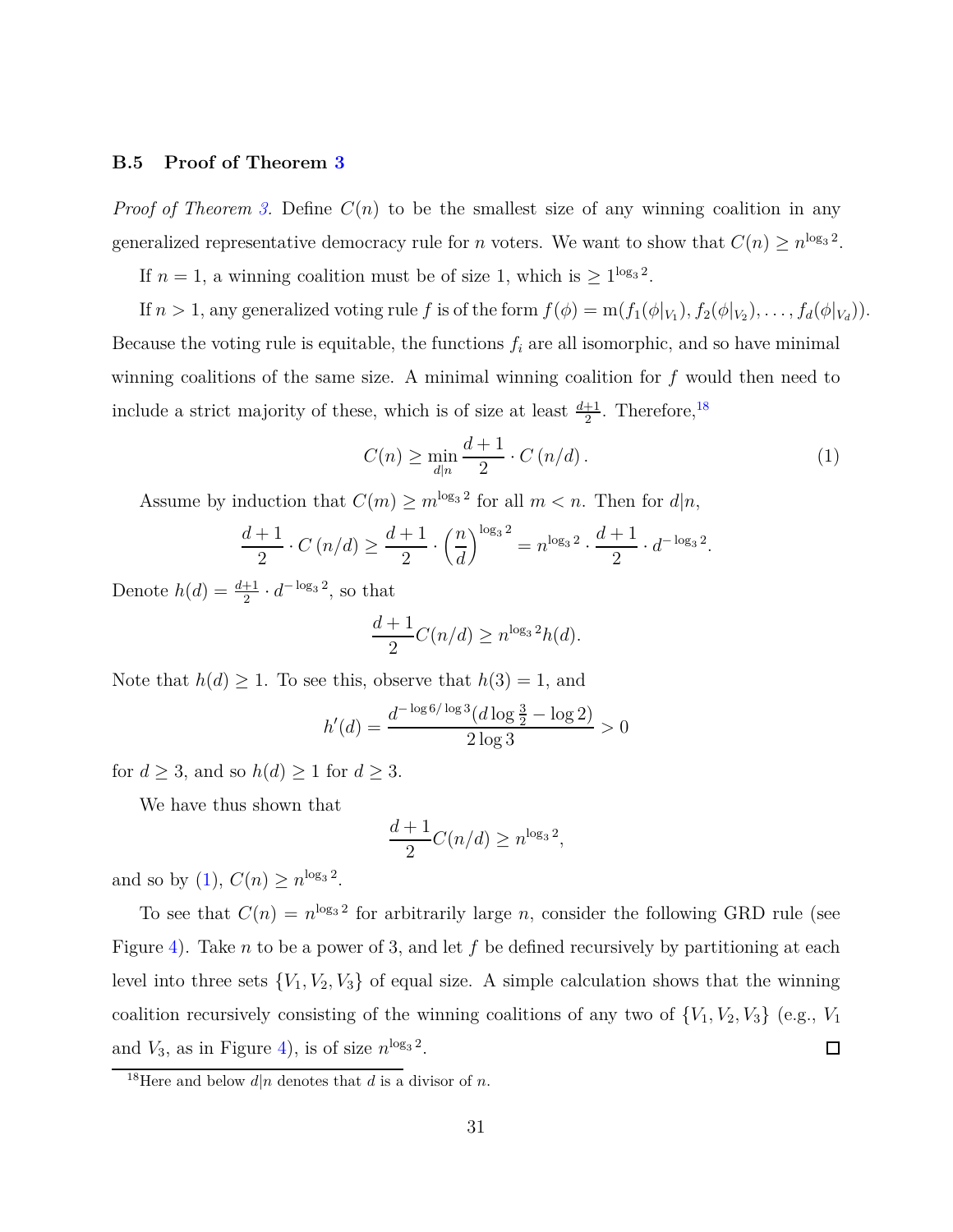### B.5 Proof of Theorem 3

*Proof of Theorem 3.* Define $C(n)$ to be the smallest size of any winning coalition in any generalized representative democracy rule for $n$ voters. We want to show that $C(n) \geq n^{\log_3 2}$.

If $n = 1$, a winning coalition must be of size 1, which is $\geq 1^{\log_3 2}$.

If $n > 1$, any generalized voting rule $f$ is of the form $f(\phi) = \mathrm{m}(f_1(\phi|_{V_1}), f_2(\phi|_{V_2}), \ldots, f_d(\phi|_{V_d}))$. Because the voting rule is equitable, the functions $f_i$ are all isomorphic, and so have minimal winning coalitions of the same size. A minimal winning coalition for $f$ would then need to include a strict majority of these, which is of size at least $\frac{d+1}{2}$. Therefore,[18]

$$C(n) \geq \min_{d|n} \frac{d+1}{2} \cdot C\left(n/d\right). \tag{1}$$

Assume by induction that $C(m) \geq m^{\log_3 2}$ for all $m < n$. Then for $d|n$,

$$\frac{d+1}{2} \cdot C\left(n/d\right) \geq \frac{d+1}{2} \cdot \left(\frac{n}{d}\right)^{\log_3 2} = n^{\log_3 2} \cdot \frac{d+1}{2} \cdot d^{-\log_3 2}.$$

Denote $h(d) = \frac{d+1}{2} \cdot d^{-\log_3 2}$, so that

$$\frac{d+1}{2} C(n/d) \geq n^{\log_3 2} h(d).$$

Note that $h(d) \geq 1$. To see this, observe that $h(3) = 1$, and

$$h'(d) = \frac{d^{-\log 6/\log 3}(d \log \frac{3}{2} - \log 2)}{2 \log 3} > 0$$

for $d \geq 3$, and so $h(d) \geq 1$ for $d \geq 3$.

We have thus shown that

$$\frac{d+1}{2} C(n/d) \geq n^{\log_3 2},$$

and so by (1), $C(n) \geq n^{\log_3 2}$.

To see that $C(n) = n^{\log_3 2}$ for arbitrarily large $n$, consider the following GRD rule (see Figure 4). Take $n$ to be a power of 3, and let $f$ be defined recursively by partitioning at each level into three sets $\{V_1, V_2, V_3\}$ of equal size. A simple calculation shows that the winning coalition recursively consisting of the winning coalitions of any two of $\{V_1, V_2, V_3\}$ (e.g., $V_1$ and $V_3$, as in Figure 4), is of size $n^{\log_3 2}$. □

[18] Here and below $d|n$ denotes that $d$ is a divisor of $n$.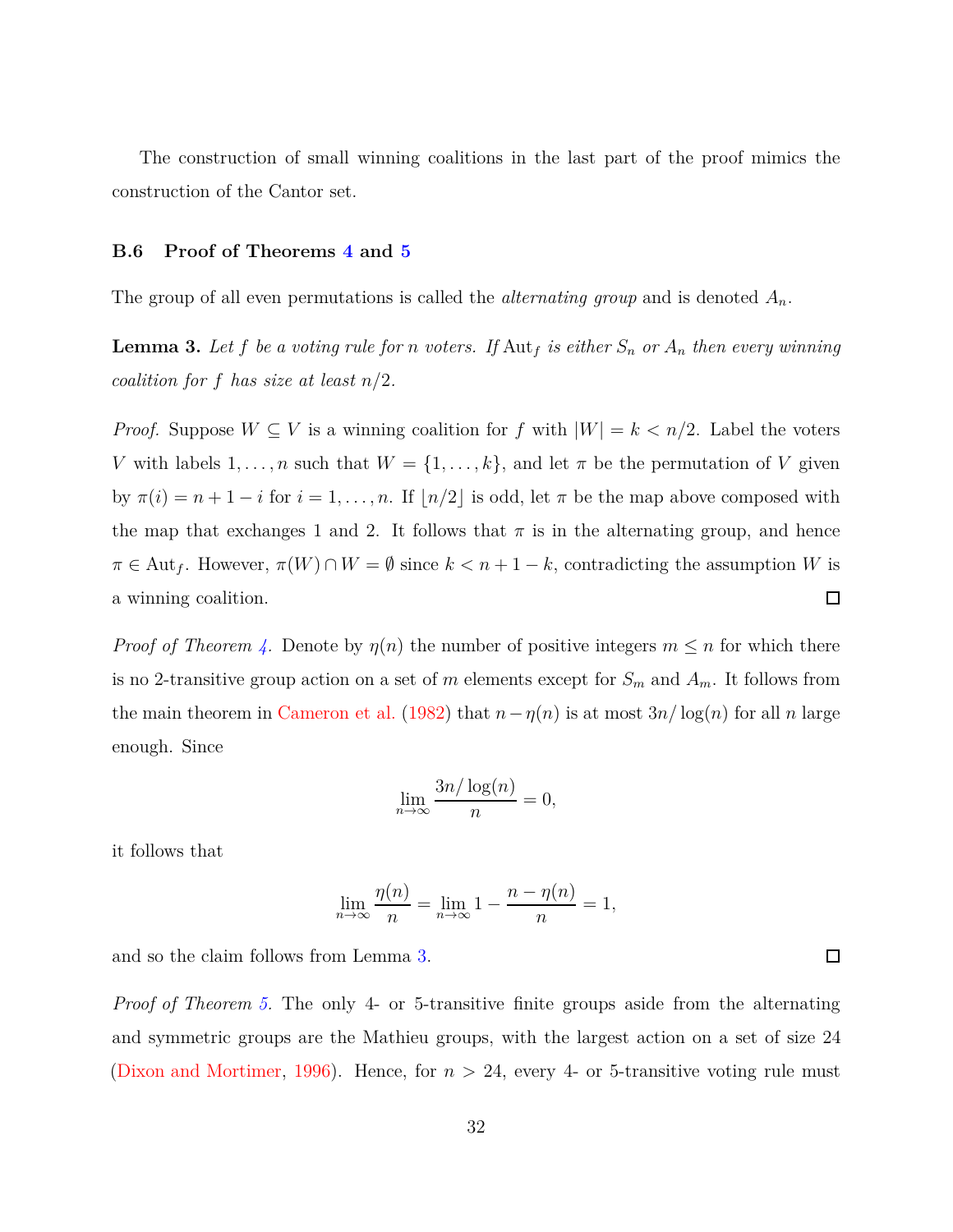The construction of small winning coalitions in the last part of the proof mimics the construction of the Cantor set.

### B.6 Proof of Theorems 4 and 5

The group of all even permutations is called the *alternating group* and is denoted $A_n$.

**Lemma 3.** *Let $f$ be a voting rule for $n$ voters. If $\mathrm{Aut}_f$ is either $S_n$ or $A_n$ then every winning coalition for $f$ has size at least $n/2$.*

*Proof.* Suppose $W \subseteq V$ is a winning coalition for $f$ with $|W| = k < n/2$. Label the voters $V$ with labels $1, \ldots, n$ such that $W = \{1, \ldots, k\}$, and let $\pi$ be the permutation of $V$ given by $\pi(i) = n + 1 - i$ for $i = 1, \ldots, n$. If $\lfloor n/2 \rfloor$ is odd, let $\pi$ be the map above composed with the map that exchanges 1 and 2. It follows that $\pi$ is in the alternating group, and hence $\pi \in \mathrm{Aut}_f$. However, $\pi(W) \cap W = \emptyset$ since $k < n + 1 - k$, contradicting the assumption $W$ is a winning coalition. □

*Proof of Theorem 4.* Denote by $\eta(n)$ the number of positive integers $m \leq n$ for which there is no 2-transitive group action on a set of $m$ elements except for $S_m$ and $A_m$. It follows from the main theorem in Cameron et al. (1982) that $n - \eta(n)$ is at most $3n/\log(n)$ for all $n$ large enough. Since

$$\lim_{n\to\infty} \frac{3n/\log(n)}{n} = 0,$$

it follows that

$$\lim_{n\to\infty} \frac{\eta(n)}{n} = \lim_{n\to\infty} 1 - \frac{n - \eta(n)}{n} = 1,$$

and so the claim follows from Lemma 3. □

*Proof of Theorem 5.* The only 4- or 5-transitive finite groups aside from the alternating and symmetric groups are the Mathieu groups, with the largest action on a set of size 24 (Dixon and Mortimer, 1996). Hence, for $n > 24$, every 4- or 5-transitive voting rule must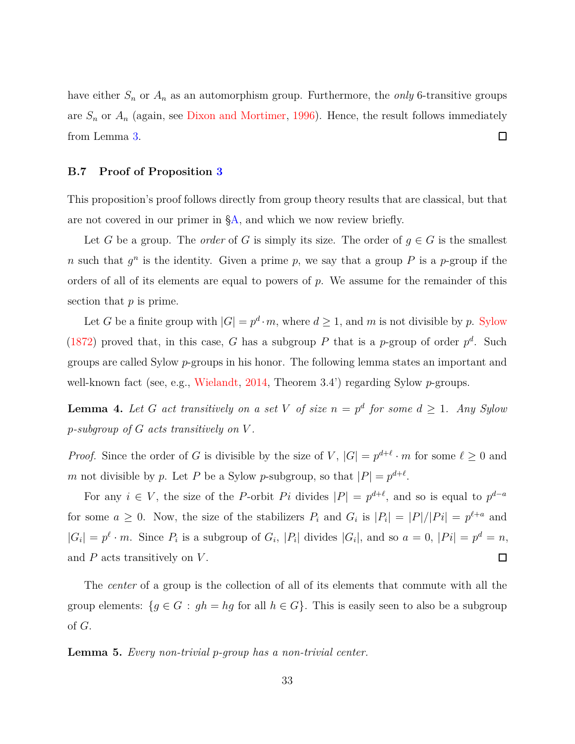have either $S_n$ or $A_n$ as an automorphism group. Furthermore, the *only* 6-transitive groups are $S_n$ or $A_n$ (again, see Dixon and Mortimer, 1996). Hence, the result follows immediately from Lemma 3. ☐

### B.7 Proof of Proposition 3

This proposition's proof follows directly from group theory results that are classical, but that are not covered in our primer in §A, and which we now review briefly.

Let $G$ be a group. The *order* of $G$ is simply its size. The order of $g \in G$ is the smallest $n$ such that $g^n$ is the identity. Given a prime $p$, we say that a group $P$ is a $p$-group if the orders of all of its elements are equal to powers of $p$. We assume for the remainder of this section that $p$ is prime.

Let $G$ be a finite group with $|G| = p^d \cdot m$, where $d \geq 1$, and $m$ is not divisible by $p$. Sylow (1872) proved that, in this case, $G$ has a subgroup $P$ that is a $p$-group of order $p^d$. Such groups are called Sylow $p$-groups in his honor. The following lemma states an important and well-known fact (see, e.g., Wielandt, 2014, Theorem 3.4') regarding Sylow $p$-groups.

**Lemma 4.** *Let $G$ act transitively on a set $V$ of size $n = p^d$ for some $d \geq 1$. Any Sylow $p$-subgroup of $G$ acts transitively on $V$.*

*Proof.* Since the order of $G$ is divisible by the size of $V$, $|G| = p^{d+\ell} \cdot m$ for some $\ell \geq 0$ and $m$ not divisible by $p$. Let $P$ be a Sylow $p$-subgroup, so that $|P| = p^{d+\ell}$.

For any $i \in V$, the size of the $P$-orbit $Pi$ divides $|P| = p^{d+\ell}$, and so is equal to $p^{d-a}$ for some $a \geq 0$. Now, the size of the stabilizers $P_i$ and $G_i$ is $|P_i| = |P|/|Pi| = p^{\ell+a}$ and $|G_i| = p^\ell \cdot m$. Since $P_i$ is a subgroup of $G_i$, $|P_i|$ divides $|G_i|$, and so $a = 0$, $|Pi| = p^d = n$, and $P$ acts transitively on $V$. ☐

The *center* of a group is the collection of all of its elements that commute with all the group elements: $\{g \in G : gh = hg \text{ for all } h \in G\}$. This is easily seen to also be a subgroup of $G$.

**Lemma 5.** *Every non-trivial $p$-group has a non-trivial center.*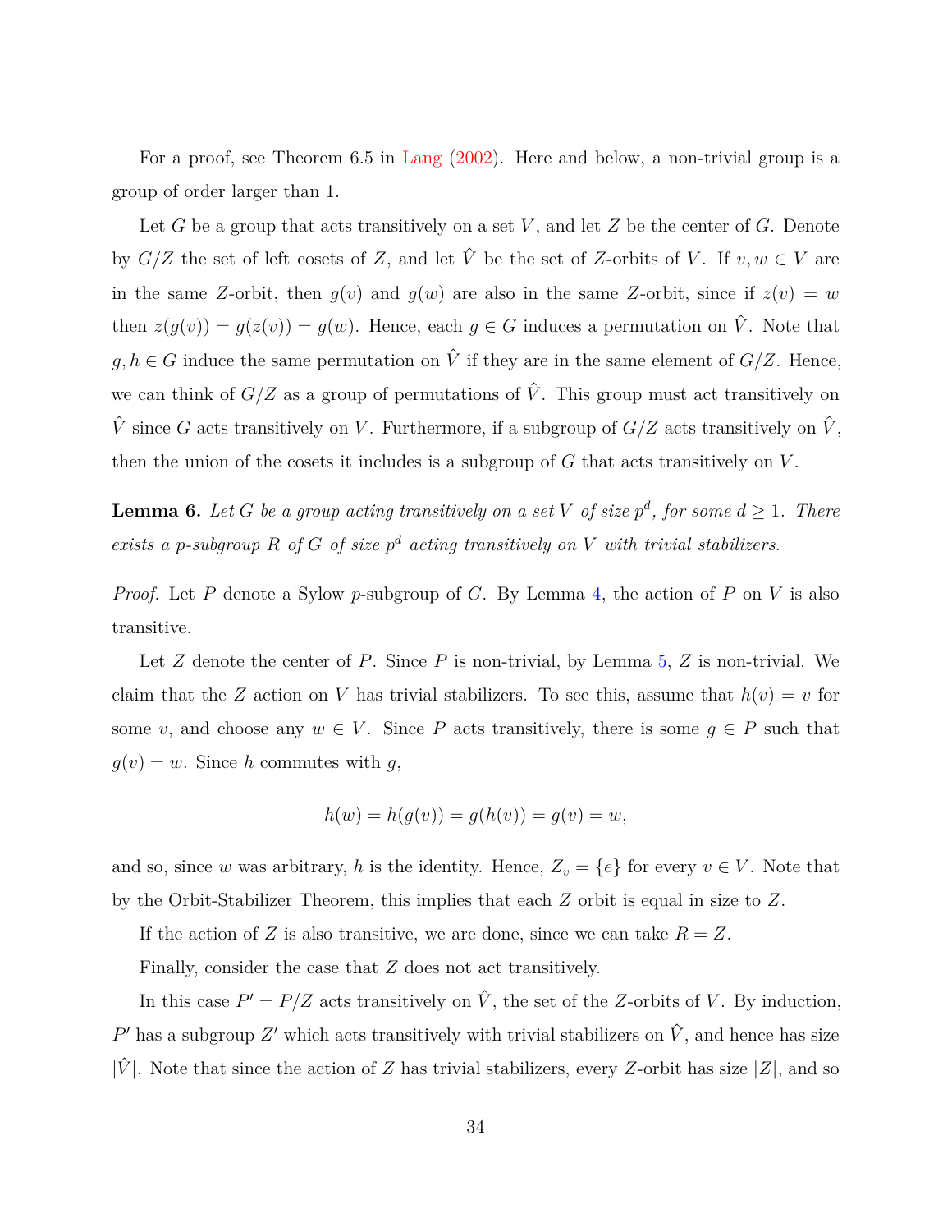For a proof, see Theorem 6.5 in Lang (2002). Here and below, a non-trivial group is a group of order larger than 1.

Let $G$ be a group that acts transitively on a set $V$, and let $Z$ be the center of $G$. Denote by $G/Z$ the set of left cosets of $Z$, and let $\hat{V}$ be the set of $Z$-orbits of $V$. If $v, w \in V$ are in the same $Z$-orbit, then $g(v)$ and $g(w)$ are also in the same $Z$-orbit, since if $z(v) = w$ then $z(g(v)) = g(z(v)) = g(w)$. Hence, each $g \in G$ induces a permutation on $\hat{V}$. Note that $g, h \in G$ induce the same permutation on $\hat{V}$ if they are in the same element of $G/Z$. Hence, we can think of $G/Z$ as a group of permutations of $\hat{V}$. This group must act transitively on $\hat{V}$ since $G$ acts transitively on $V$. Furthermore, if a subgroup of $G/Z$ acts transitively on $\hat{V}$, then the union of the cosets it includes is a subgroup of $G$ that acts transitively on $V$.

**Lemma 6.** *Let $G$ be a group acting transitively on a set $V$ of size $p^d$, for some $d \geq 1$. There exists a $p$-subgroup $R$ of $G$ of size $p^d$ acting transitively on $V$ with trivial stabilizers.*

*Proof.* Let $P$ denote a Sylow $p$-subgroup of $G$. By Lemma 4, the action of $P$ on $V$ is also transitive.

Let $Z$ denote the center of $P$. Since $P$ is non-trivial, by Lemma 5, $Z$ is non-trivial. We claim that the $Z$ action on $V$ has trivial stabilizers. To see this, assume that $h(v) = v$ for some $v$, and choose any $w \in V$. Since $P$ acts transitively, there is some $g \in P$ such that $g(v) = w$. Since $h$ commutes with $g$,

$$h(w) = h(g(v)) = g(h(v)) = g(v) = w,$$

and so, since $w$ was arbitrary, $h$ is the identity. Hence, $Z_v = \{e\}$ for every $v \in V$. Note that by the Orbit-Stabilizer Theorem, this implies that each $Z$ orbit is equal in size to $Z$.

If the action of $Z$ is also transitive, we are done, since we can take $R = Z$.

Finally, consider the case that $Z$ does not act transitively.

In this case $P' = P/Z$ acts transitively on $\hat{V}$, the set of the $Z$-orbits of $V$. By induction, $P'$ has a subgroup $Z'$ which acts transitively with trivial stabilizers on $\hat{V}$, and hence has size $|\hat{V}|$. Note that since the action of $Z$ has trivial stabilizers, every $Z$-orbit has size $|Z|$, and so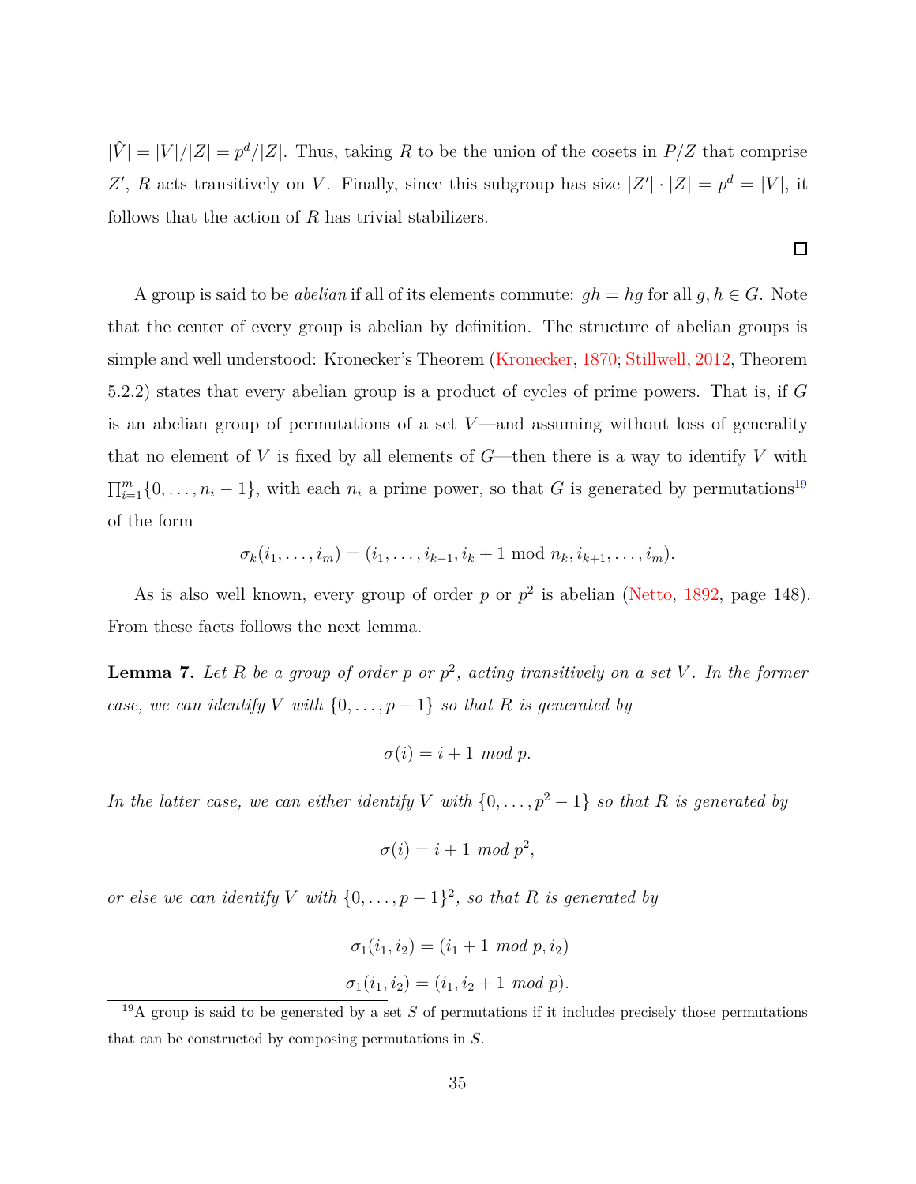$|\hat{V}| = |V|/|Z| = p^d/|Z|$. Thus, taking $R$ to be the union of the cosets in $P/Z$ that comprise $Z'$, $R$ acts transitively on $V$. Finally, since this subgroup has size $|Z'| \cdot |Z| = p^d = |V|$, it follows that the action of $R$ has trivial stabilizers.

□

A group is said to be *abelian* if all of its elements commute: $gh = hg$ for all $g, h \in G$. Note that the center of every group is abelian by definition. The structure of abelian groups is simple and well understood: Kronecker's Theorem (Kronecker, 1870; Stillwell, 2012, Theorem 5.2.2) states that every abelian group is a product of cycles of prime powers. That is, if $G$ is an abelian group of permutations of a set $V$—and assuming without loss of generality that no element of $V$ is fixed by all elements of $G$—then there is a way to identify $V$ with $\prod_{i=1}^m \{0, \ldots, n_i - 1\}$, with each $n_i$ a prime power, so that $G$ is generated by permutations[19] of the form

$$\sigma_k(i_1, \ldots, i_m) = (i_1, \ldots, i_{k-1}, i_k + 1 \bmod n_k, i_{k+1}, \ldots, i_m).$$

As is also well known, every group of order $p$ or $p^2$ is abelian (Netto, 1892, page 148). From these facts follows the next lemma.

**Lemma 7.** *Let $R$ be a group of order $p$ or $p^2$, acting transitively on a set $V$. In the former case, we can identify $V$ with $\{0, \ldots, p-1\}$ so that $R$ is generated by*

$$\sigma(i) = i + 1 \ \mathit{mod}\ p.$$

*In the latter case, we can either identify $V$ with $\{0, \ldots, p^2 - 1\}$ so that $R$ is generated by*

$$\sigma(i) = i + 1 \ \mathit{mod}\ p^2,$$

*or else we can identify $V$ with $\{0, \ldots, p-1\}^2$, so that $R$ is generated by*

$$\sigma_1(i_1, i_2) = (i_1 + 1 \ \mathit{mod}\ p, i_2)$$

$$\sigma_1(i_1, i_2) = (i_1, i_2 + 1 \ \mathit{mod}\ p).$$

[19] A group is said to be generated by a set $S$ of permutations if it includes precisely those permutations that can be constructed by composing permutations in $S$.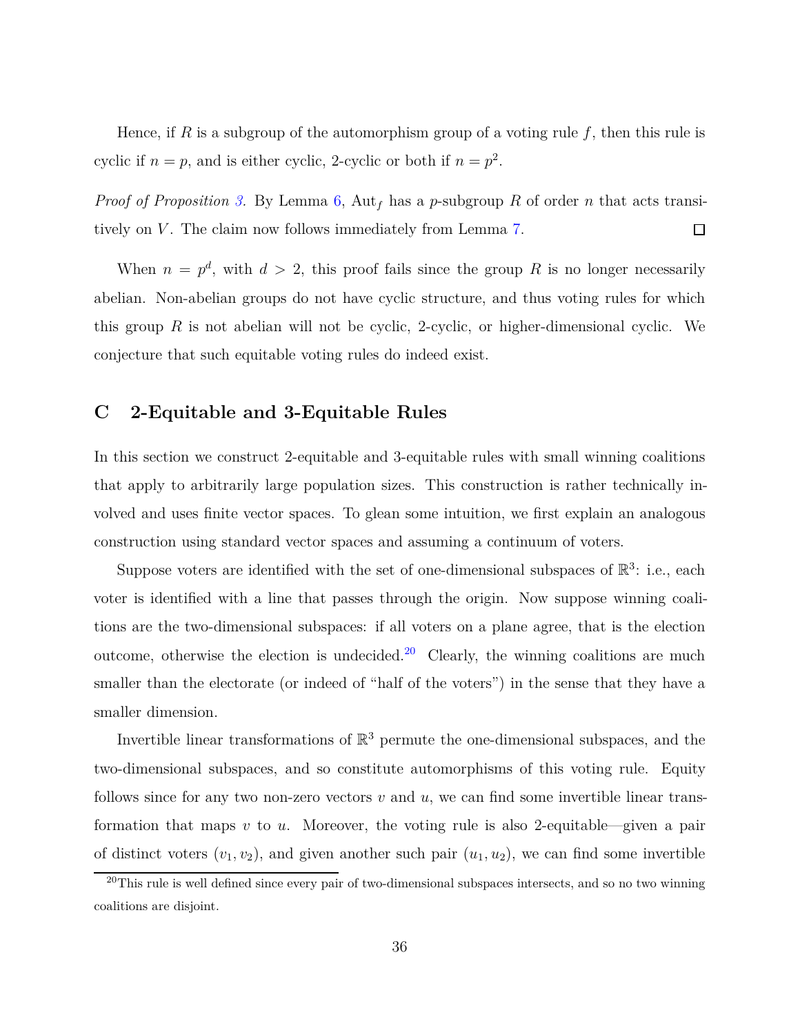Hence, if $R$ is a subgroup of the automorphism group of a voting rule $f$, then this rule is cyclic if $n = p$, and is either cyclic, 2-cyclic or both if $n = p^2$.

*Proof of Proposition 3.* By Lemma 6, $\mathrm{Aut}_f$ has a $p$-subgroup $R$ of order $n$ that acts transitively on $V$. The claim now follows immediately from Lemma 7. $\square$

When $n = p^d$, with $d > 2$, this proof fails since the group $R$ is no longer necessarily abelian. Non-abelian groups do not have cyclic structure, and thus voting rules for which this group $R$ is not abelian will not be cyclic, 2-cyclic, or higher-dimensional cyclic. We conjecture that such equitable voting rules do indeed exist.

## C 2-Equitable and 3-Equitable Rules

In this section we construct 2-equitable and 3-equitable rules with small winning coalitions that apply to arbitrarily large population sizes. This construction is rather technically involved and uses finite vector spaces. To glean some intuition, we first explain an analogous construction using standard vector spaces and assuming a continuum of voters.

Suppose voters are identified with the set of one-dimensional subspaces of $\mathbb{R}^3$: i.e., each voter is identified with a line that passes through the origin. Now suppose winning coalitions are the two-dimensional subspaces: if all voters on a plane agree, that is the election outcome, otherwise the election is undecided.[20] Clearly, the winning coalitions are much smaller than the electorate (or indeed of "half of the voters") in the sense that they have a smaller dimension.

Invertible linear transformations of $\mathbb{R}^3$ permute the one-dimensional subspaces, and the two-dimensional subspaces, and so constitute automorphisms of this voting rule. Equity follows since for any two non-zero vectors $v$ and $u$, we can find some invertible linear transformation that maps $v$ to $u$. Moreover, the voting rule is also 2-equitable—given a pair of distinct voters $(v_1, v_2)$, and given another such pair $(u_1, u_2)$, we can find some invertible

[20] This rule is well defined since every pair of two-dimensional subspaces intersects, and so no two winning coalitions are disjoint.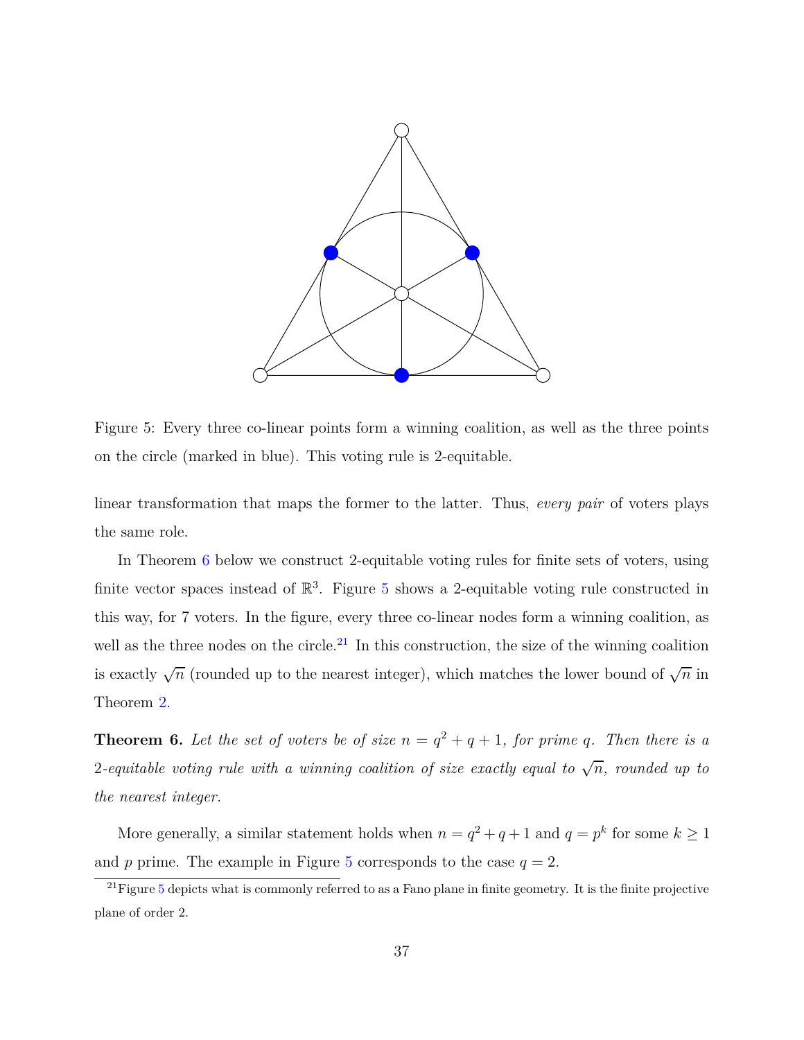Figure 5: Every three co-linear points form a winning coalition, as well as the three points on the circle (marked in blue). This voting rule is 2-equitable.

linear transformation that maps the former to the latter. Thus, *every pair* of voters plays the same role.

In Theorem 6 below we construct 2-equitable voting rules for finite sets of voters, using finite vector spaces instead of $\mathbb{R}^3$. Figure 5 shows a 2-equitable voting rule constructed in this way, for 7 voters. In the figure, every three co-linear nodes form a winning coalition, as well as the three nodes on the circle.[21] In this construction, the size of the winning coalition is exactly $\sqrt{n}$ (rounded up to the nearest integer), which matches the lower bound of $\sqrt{n}$ in Theorem 2.

**Theorem 6.** *Let the set of voters be of size $n = q^2 + q + 1$, for prime $q$. Then there is a 2-equitable voting rule with a winning coalition of size exactly equal to $\sqrt{n}$, rounded up to the nearest integer.*

More generally, a similar statement holds when $n = q^2 + q + 1$ and $q = p^k$ for some $k \geq 1$ and $p$ prime. The example in Figure 5 corresponds to the case $q = 2$.

[21] Figure 5 depicts what is commonly referred to as a Fano plane in finite geometry. It is the finite projective plane of order 2.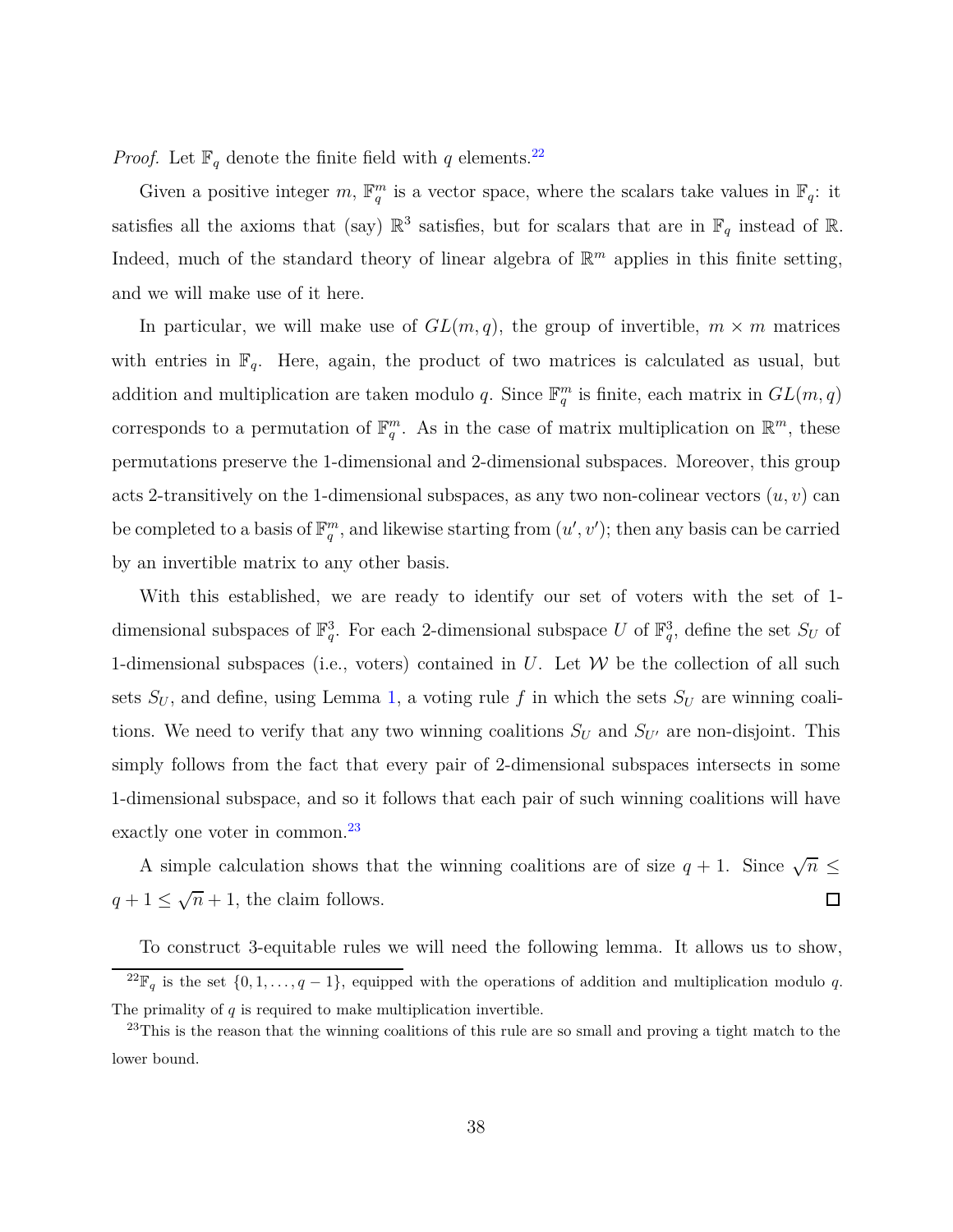*Proof.* Let $\mathbb{F}_q$ denote the finite field with $q$ elements.[22]

Given a positive integer $m$, $\mathbb{F}_q^m$ is a vector space, where the scalars take values in $\mathbb{F}_q$: it satisfies all the axioms that (say) $\mathbb{R}^3$ satisfies, but for scalars that are in $\mathbb{F}_q$ instead of $\mathbb{R}$. Indeed, much of the standard theory of linear algebra of $\mathbb{R}^m$ applies in this finite setting, and we will make use of it here.

In particular, we will make use of $GL(m, q)$, the group of invertible, $m \times m$ matrices with entries in $\mathbb{F}_q$. Here, again, the product of two matrices is calculated as usual, but addition and multiplication are taken modulo $q$. Since $\mathbb{F}_q^m$ is finite, each matrix in $GL(m, q)$ corresponds to a permutation of $\mathbb{F}_q^m$. As in the case of matrix multiplication on $\mathbb{R}^m$, these permutations preserve the 1-dimensional and 2-dimensional subspaces. Moreover, this group acts 2-transitively on the 1-dimensional subspaces, as any two non-colinear vectors $(u, v)$ can be completed to a basis of $\mathbb{F}_q^m$, and likewise starting from $(u', v')$; then any basis can be carried by an invertible matrix to any other basis.

With this established, we are ready to identify our set of voters with the set of 1-dimensional subspaces of $\mathbb{F}_q^3$. For each 2-dimensional subspace $U$ of $\mathbb{F}_q^3$, define the set $S_U$ of 1-dimensional subspaces (i.e., voters) contained in $U$. Let $\mathcal{W}$ be the collection of all such sets $S_U$, and define, using Lemma 1, a voting rule $f$ in which the sets $S_U$ are winning coalitions. We need to verify that any two winning coalitions $S_U$ and $S_{U'}$ are non-disjoint. This simply follows from the fact that every pair of 2-dimensional subspaces intersects in some 1-dimensional subspace, and so it follows that each pair of such winning coalitions will have exactly one voter in common.[23]

A simple calculation shows that the winning coalitions are of size $q + 1$. Since $\sqrt{n} \leq q + 1 \leq \sqrt{n} + 1$, the claim follows. $\square$

To construct 3-equitable rules we will need the following lemma. It allows us to show,

[22] $\mathbb{F}_q$ is the set $\{0, 1, \ldots, q - 1\}$, equipped with the operations of addition and multiplication modulo $q$. The primality of $q$ is required to make multiplication invertible.

[23] This is the reason that the winning coalitions of this rule are so small and proving a tight match to the lower bound.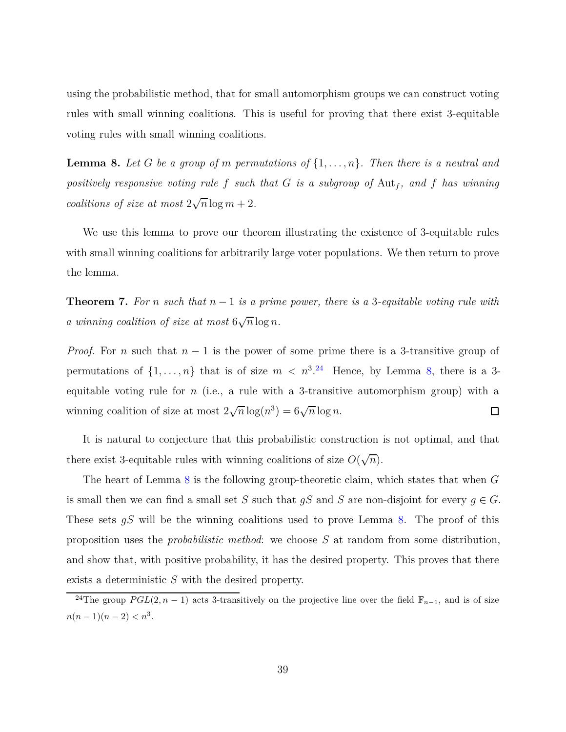using the probabilistic method, that for small automorphism groups we can construct voting rules with small winning coalitions. This is useful for proving that there exist 3-equitable voting rules with small winning coalitions.

**Lemma 8.** *Let $G$ be a group of $m$ permutations of $\{1, \ldots, n\}$. Then there is a neutral and positively responsive voting rule $f$ such that $G$ is a subgroup of $\mathrm{Aut}_f$, and $f$ has winning coalitions of size at most $2\sqrt{n} \log m + 2$.*

We use this lemma to prove our theorem illustrating the existence of 3-equitable rules with small winning coalitions for arbitrarily large voter populations. We then return to prove the lemma.

**Theorem 7.** *For $n$ such that $n - 1$ is a prime power, there is a 3-equitable voting rule with a winning coalition of size at most $6\sqrt{n} \log n$.*

*Proof.* For $n$ such that $n - 1$ is the power of some prime there is a 3-transitive group of permutations of $\{1, \ldots, n\}$ that is of size $m < n^3$.[24] Hence, by Lemma 8, there is a 3-equitable voting rule for $n$ (i.e., a rule with a 3-transitive automorphism group) with a winning coalition of size at most $2\sqrt{n} \log(n^3) = 6\sqrt{n} \log n$. □

It is natural to conjecture that this probabilistic construction is not optimal, and that there exist 3-equitable rules with winning coalitions of size $O(\sqrt{n})$.

The heart of Lemma 8 is the following group-theoretic claim, which states that when $G$ is small then we can find a small set $S$ such that $gS$ and $S$ are non-disjoint for every $g \in G$. These sets $gS$ will be the winning coalitions used to prove Lemma 8. The proof of this proposition uses the *probabilistic method*: we choose $S$ at random from some distribution, and show that, with positive probability, it has the desired property. This proves that there exists a deterministic $S$ with the desired property.

[24] The group $PGL(2, n-1)$ acts 3-transitively on the projective line over the field $\mathbb{F}_{n-1}$, and is of size $n(n-1)(n-2) < n^3$.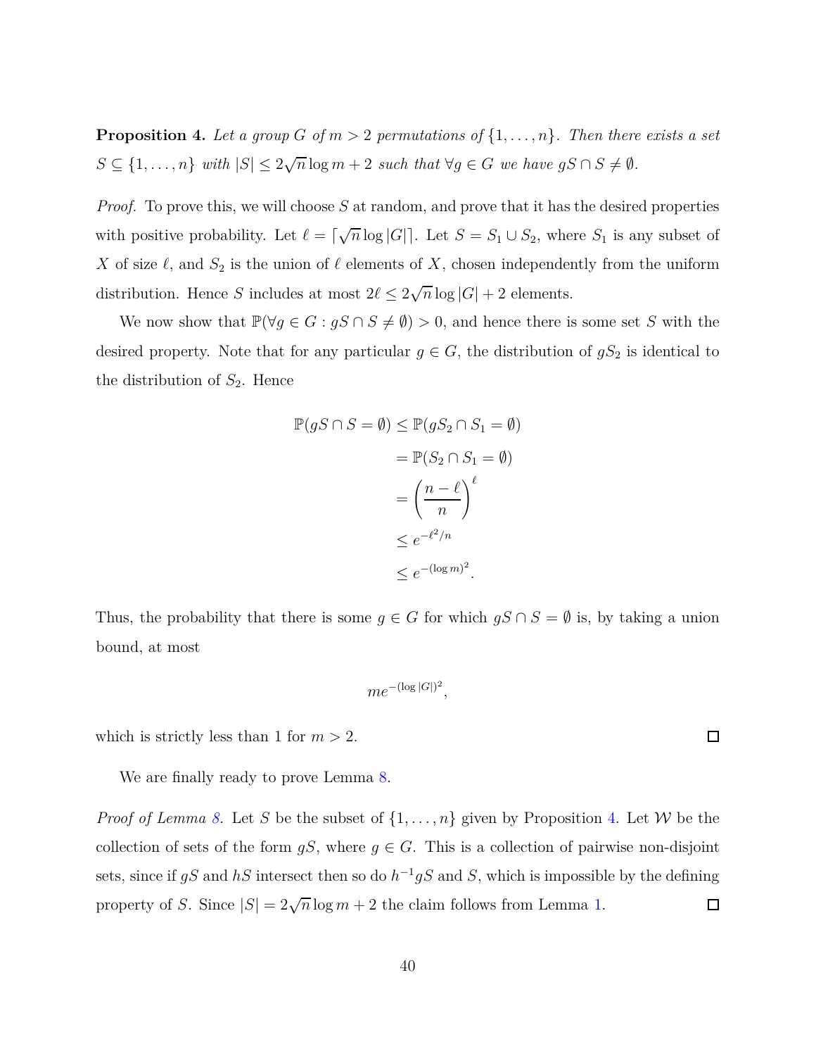**Proposition 4.** *Let a group $G$ of $m > 2$ permutations of $\{1, \ldots, n\}$. Then there exists a set $S \subseteq \{1, \ldots, n\}$ with $|S| \leq 2\sqrt{n}\log m + 2$ such that $\forall g \in G$ we have $gS \cap S \neq \emptyset$.*

*Proof.* To prove this, we will choose $S$ at random, and prove that it has the desired properties with positive probability. Let $\ell = \lceil \sqrt{n} \log |G| \rceil$. Let $S = S_1 \cup S_2$, where $S_1$ is any subset of $X$ of size $\ell$, and $S_2$ is the union of $\ell$ elements of $X$, chosen independently from the uniform distribution. Hence $S$ includes at most $2\ell \leq 2\sqrt{n}\log |G| + 2$ elements.

We now show that $\mathbb{P}(\forall g \in G : gS \cap S \neq \emptyset) > 0$, and hence there is some set $S$ with the desired property. Note that for any particular $g \in G$, the distribution of $gS_2$ is identical to the distribution of $S_2$. Hence

$$
\begin{aligned}
\mathbb{P}(gS \cap S = \emptyset) &\leq \mathbb{P}(gS_2 \cap S_1 = \emptyset) \\
&= \mathbb{P}(S_2 \cap S_1 = \emptyset) \\
&= \left(\frac{n-\ell}{n}\right)^{\ell} \\
&\leq e^{-\ell^2/n} \\
&\leq e^{-(\log m)^2}.
\end{aligned}
$$

Thus, the probability that there is some $g \in G$ for which $gS \cap S = \emptyset$ is, by taking a union bound, at most

$$
me^{-(\log |G|)^2},
$$

which is strictly less than 1 for $m > 2$. $\square$

We are finally ready to prove Lemma 8.

*Proof of Lemma 8.* Let $S$ be the subset of $\{1, \ldots, n\}$ given by Proposition 4. Let $\mathcal{W}$ be the collection of sets of the form $gS$, where $g \in G$. This is a collection of pairwise non-disjoint sets, since if $gS$ and $hS$ intersect then so do $h^{-1}gS$ and $S$, which is impossible by the defining property of $S$. Since $|S| = 2\sqrt{n}\log m + 2$ the claim follows from Lemma 1. $\square$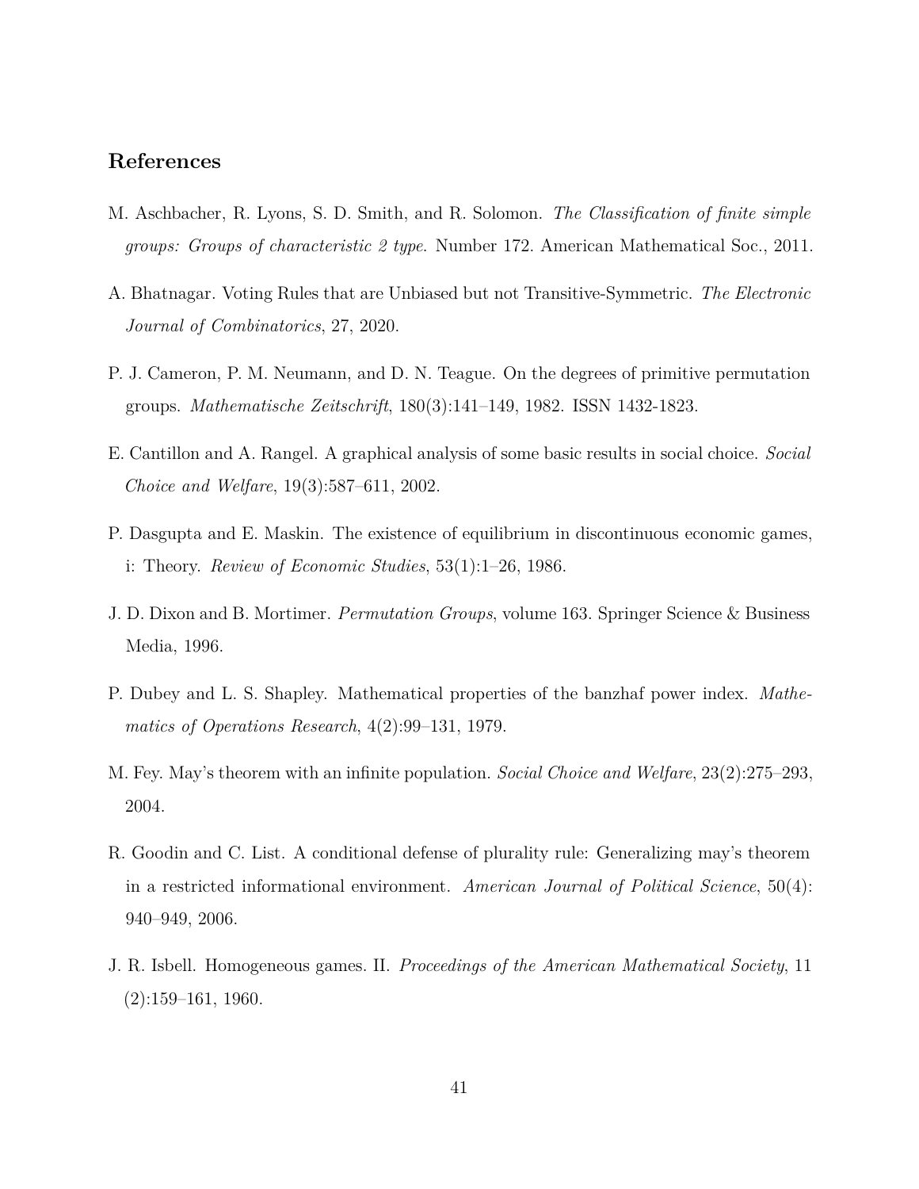## References

M. Aschbacher, R. Lyons, S. D. Smith, and R. Solomon. *The Classification of finite simple groups: Groups of characteristic 2 type*. Number 172. American Mathematical Soc., 2011.

A. Bhatnagar. Voting Rules that are Unbiased but not Transitive-Symmetric. *The Electronic Journal of Combinatorics*, 27, 2020.

P. J. Cameron, P. M. Neumann, and D. N. Teague. On the degrees of primitive permutation groups. *Mathematische Zeitschrift*, 180(3):141–149, 1982. ISSN 1432-1823.

E. Cantillon and A. Rangel. A graphical analysis of some basic results in social choice. *Social Choice and Welfare*, 19(3):587–611, 2002.

P. Dasgupta and E. Maskin. The existence of equilibrium in discontinuous economic games, i: Theory. *Review of Economic Studies*, 53(1):1–26, 1986.

J. D. Dixon and B. Mortimer. *Permutation Groups*, volume 163. Springer Science & Business Media, 1996.

P. Dubey and L. S. Shapley. Mathematical properties of the banzhaf power index. *Mathematics of Operations Research*, 4(2):99–131, 1979.

M. Fey. May's theorem with an infinite population. *Social Choice and Welfare*, 23(2):275–293, 2004.

R. Goodin and C. List. A conditional defense of plurality rule: Generalizing may's theorem in a restricted informational environment. *American Journal of Political Science*, 50(4): 940–949, 2006.

J. R. Isbell. Homogeneous games. II. *Proceedings of the American Mathematical Society*, 11 (2):159–161, 1960.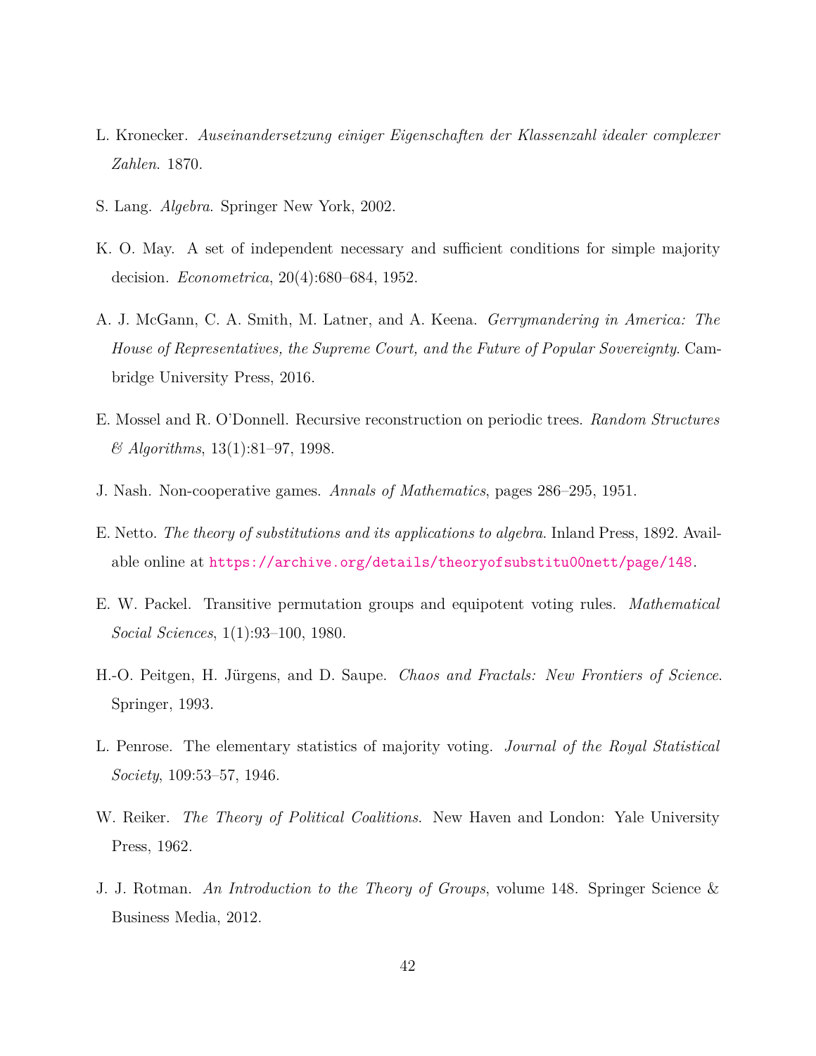L. Kronecker. *Auseinandersetzung einiger Eigenschaften der Klassenzahl idealer complexer Zahlen*. 1870.

S. Lang. *Algebra*. Springer New York, 2002.

K. O. May. A set of independent necessary and sufficient conditions for simple majority decision. *Econometrica*, 20(4):680–684, 1952.

A. J. McGann, C. A. Smith, M. Latner, and A. Keena. *Gerrymandering in America: The House of Representatives, the Supreme Court, and the Future of Popular Sovereignty*. Cambridge University Press, 2016.

E. Mossel and R. O'Donnell. Recursive reconstruction on periodic trees. *Random Structures & Algorithms*, 13(1):81–97, 1998.

J. Nash. Non-cooperative games. *Annals of Mathematics*, pages 286–295, 1951.

E. Netto. *The theory of substitutions and its applications to algebra*. Inland Press, 1892. Available online at https://archive.org/details/theoryofsubstitu00nett/page/148.

E. W. Packel. Transitive permutation groups and equipotent voting rules. *Mathematical Social Sciences*, 1(1):93–100, 1980.

H.-O. Peitgen, H. Jürgens, and D. Saupe. *Chaos and Fractals: New Frontiers of Science*. Springer, 1993.

L. Penrose. The elementary statistics of majority voting. *Journal of the Royal Statistical Society*, 109:53–57, 1946.

W. Reiker. *The Theory of Political Coalitions*. New Haven and London: Yale University Press, 1962.

J. J. Rotman. *An Introduction to the Theory of Groups*, volume 148. Springer Science & Business Media, 2012.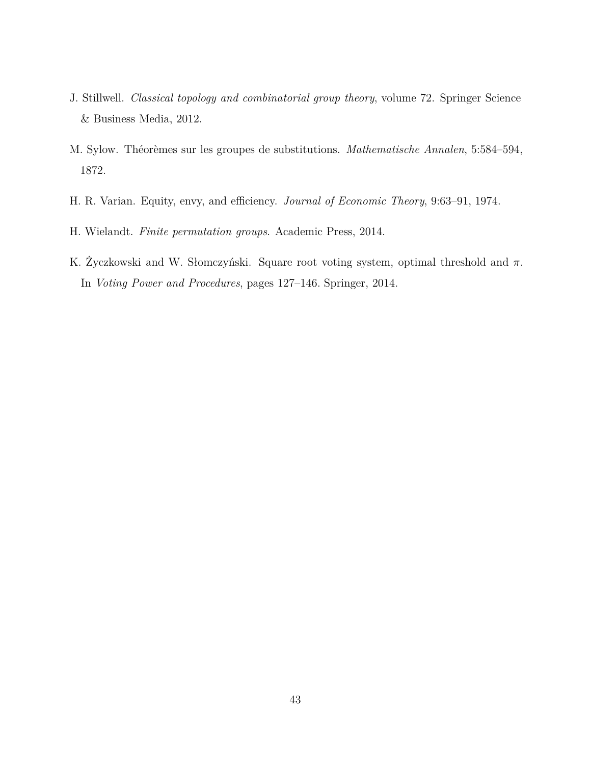J. Stillwell. *Classical topology and combinatorial group theory*, volume 72. Springer Science & Business Media, 2012.

M. Sylow. Théorèmes sur les groupes de substitutions. *Mathematische Annalen*, 5:584–594, 1872.

H. R. Varian. Equity, envy, and efficiency. *Journal of Economic Theory*, 9:63–91, 1974.

H. Wielandt. *Finite permutation groups*. Academic Press, 2014.

K. Życzkowski and W. Słomczyński. Square root voting system, optimal threshold and $\pi$. In *Voting Power and Procedures*, pages 127–146. Springer, 2014.